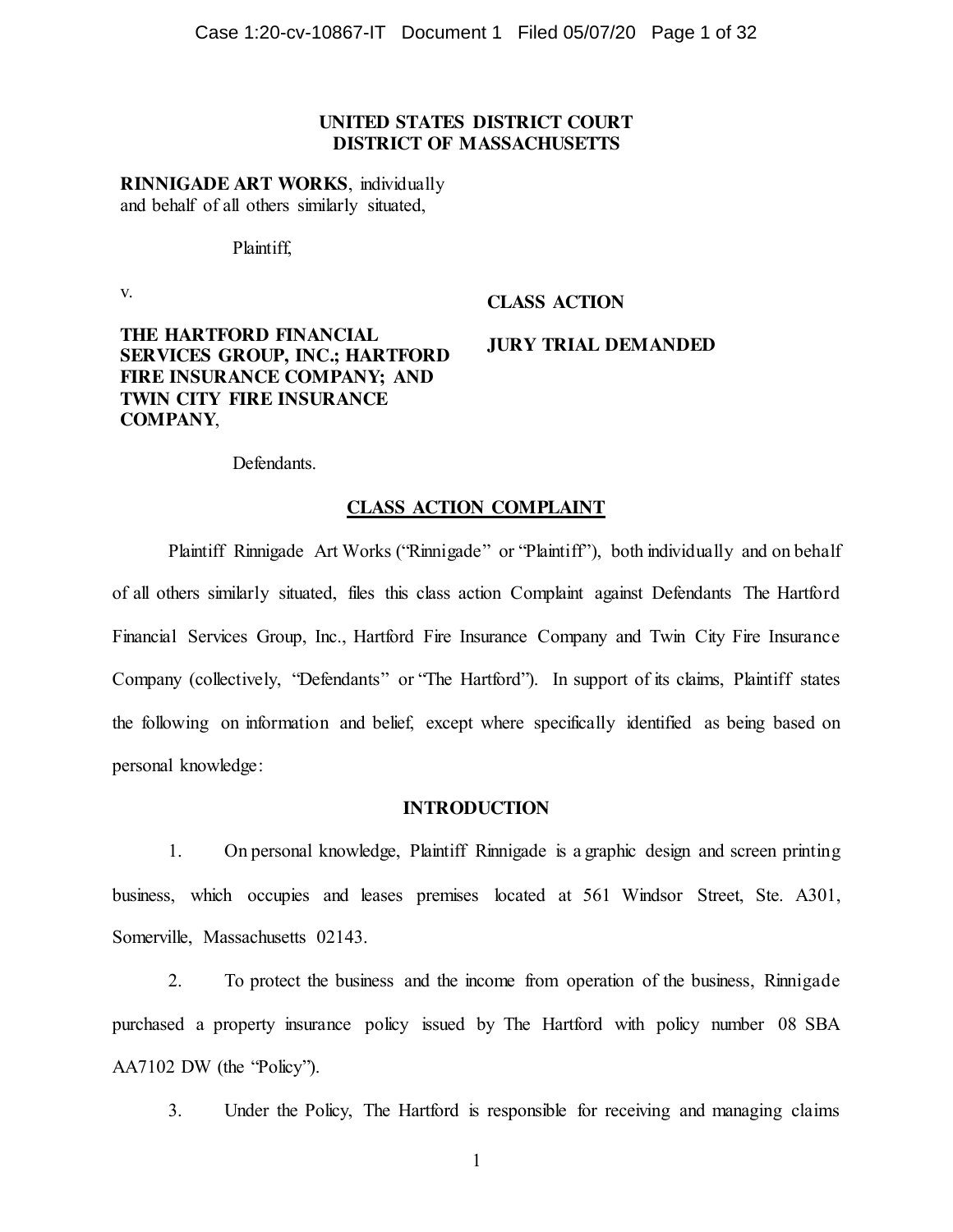**UNITED STATES DISTRICT COURT**
**DISTRICT OF MASSACHUSETTS**

**RINNIGADE ART WORKS**, individually and behalf of all others similarly situated,

Plaintiff,

v.

**THE HARTFORD FINANCIAL SERVICES GROUP, INC.; HARTFORD FIRE INSURANCE COMPANY; AND TWIN CITY FIRE INSURANCE COMPANY**,

Defendants.

**CLASS ACTION**

**JURY TRIAL DEMANDED**

## CLASS ACTION COMPLAINT

Plaintiff Rinnigade Art Works ("Rinnigade" or "Plaintiff"), both individually and on behalf of all others similarly situated, files this class action Complaint against Defendants The Hartford Financial Services Group, Inc., Hartford Fire Insurance Company and Twin City Fire Insurance Company (collectively, "Defendants" or "The Hartford"). In support of its claims, Plaintiff states the following on information and belief, except where specifically identified as being based on personal knowledge:

## INTRODUCTION

1. On personal knowledge, Plaintiff Rinnigade is a graphic design and screen printing business, which occupies and leases premises located at 561 Windsor Street, Ste. A301, Somerville, Massachusetts 02143.

2. To protect the business and the income from operation of the business, Rinnigade purchased a property insurance policy issued by The Hartford with policy number 08 SBA AA7102 DW (the "Policy").

3. Under the Policy, The Hartford is responsible for receiving and managing claims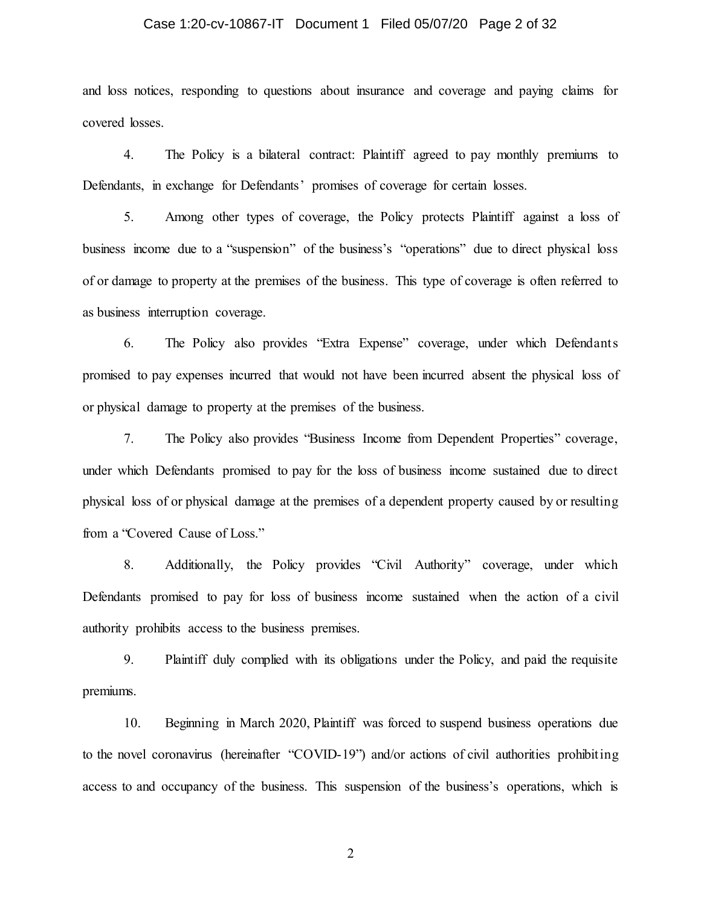and loss notices, responding to questions about insurance and coverage and paying claims for covered losses.

4. The Policy is a bilateral contract: Plaintiff agreed to pay monthly premiums to Defendants, in exchange for Defendants' promises of coverage for certain losses.

5. Among other types of coverage, the Policy protects Plaintiff against a loss of business income due to a "suspension" of the business's "operations" due to direct physical loss of or damage to property at the premises of the business. This type of coverage is often referred to as business interruption coverage.

6. The Policy also provides "Extra Expense" coverage, under which Defendants promised to pay expenses incurred that would not have been incurred absent the physical loss of or physical damage to property at the premises of the business.

7. The Policy also provides "Business Income from Dependent Properties" coverage, under which Defendants promised to pay for the loss of business income sustained due to direct physical loss of or physical damage at the premises of a dependent property caused by or resulting from a "Covered Cause of Loss."

8. Additionally, the Policy provides "Civil Authority" coverage, under which Defendants promised to pay for loss of business income sustained when the action of a civil authority prohibits access to the business premises.

9. Plaintiff duly complied with its obligations under the Policy, and paid the requisite premiums.

10. Beginning in March 2020, Plaintiff was forced to suspend business operations due to the novel coronavirus (hereinafter "COVID-19") and/or actions of civil authorities prohibiting access to and occupancy of the business. This suspension of the business's operations, which is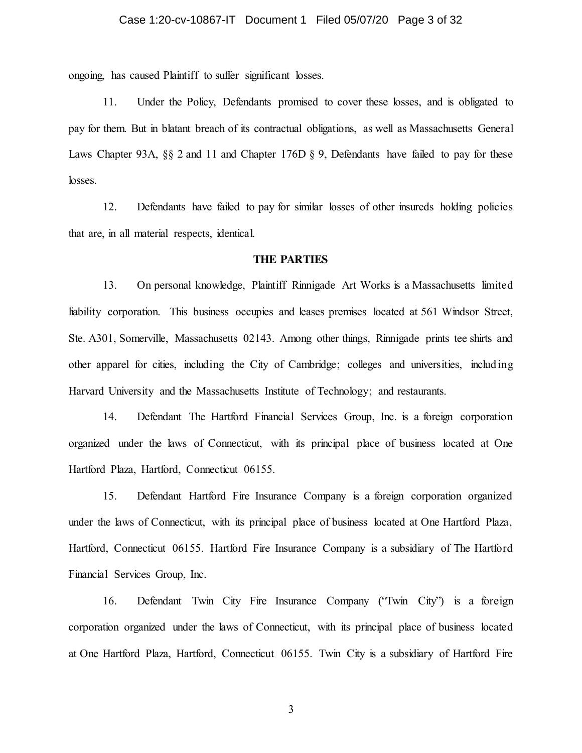ongoing, has caused Plaintiff to suffer significant losses.

11. Under the Policy, Defendants promised to cover these losses, and is obligated to pay for them. But in blatant breach of its contractual obligations, as well as Massachusetts General Laws Chapter 93A, §§ 2 and 11 and Chapter 176D § 9, Defendants have failed to pay for these losses.

12. Defendants have failed to pay for similar losses of other insureds holding policies that are, in all material respects, identical.

**THE PARTIES**

13. On personal knowledge, Plaintiff Rinnigade Art Works is a Massachusetts limited liability corporation. This business occupies and leases premises located at 561 Windsor Street, Ste. A301, Somerville, Massachusetts 02143. Among other things, Rinnigade prints tee shirts and other apparel for cities, including the City of Cambridge; colleges and universities, including Harvard University and the Massachusetts Institute of Technology; and restaurants.

14. Defendant The Hartford Financial Services Group, Inc. is a foreign corporation organized under the laws of Connecticut, with its principal place of business located at One Hartford Plaza, Hartford, Connecticut 06155.

15. Defendant Hartford Fire Insurance Company is a foreign corporation organized under the laws of Connecticut, with its principal place of business located at One Hartford Plaza, Hartford, Connecticut 06155. Hartford Fire Insurance Company is a subsidiary of The Hartford Financial Services Group, Inc.

16. Defendant Twin City Fire Insurance Company ("Twin City") is a foreign corporation organized under the laws of Connecticut, with its principal place of business located at One Hartford Plaza, Hartford, Connecticut 06155. Twin City is a subsidiary of Hartford Fire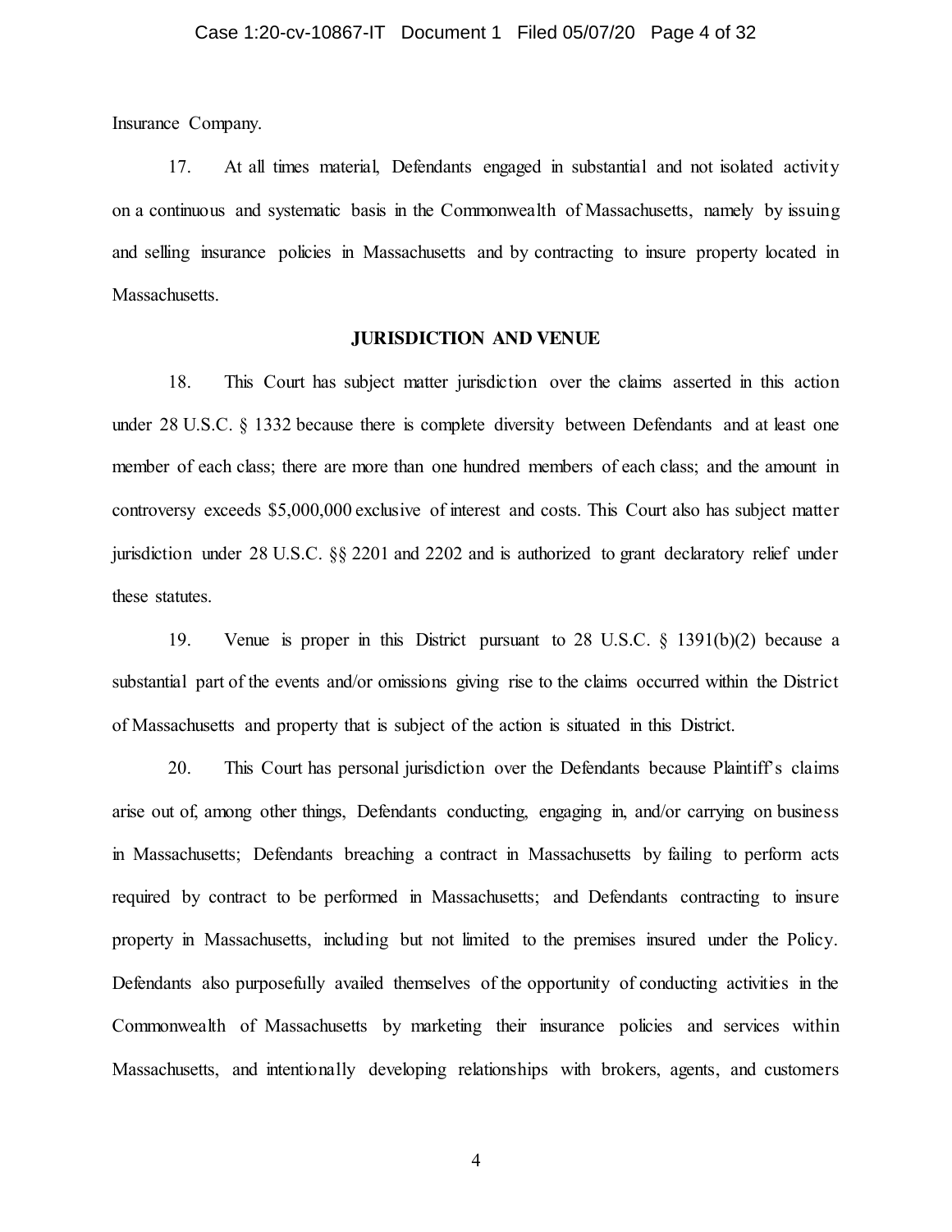Insurance Company.

17. At all times material, Defendants engaged in substantial and not isolated activity on a continuous and systematic basis in the Commonwealth of Massachusetts, namely by issuing and selling insurance policies in Massachusetts and by contracting to insure property located in Massachusetts.

## JURISDICTION AND VENUE

18. This Court has subject matter jurisdiction over the claims asserted in this action under 28 U.S.C. § 1332 because there is complete diversity between Defendants and at least one member of each class; there are more than one hundred members of each class; and the amount in controversy exceeds $5,000,000 exclusive of interest and costs. This Court also has subject matter jurisdiction under 28 U.S.C. §§ 2201 and 2202 and is authorized to grant declaratory relief under these statutes.

19. Venue is proper in this District pursuant to 28 U.S.C. § 1391(b)(2) because a substantial part of the events and/or omissions giving rise to the claims occurred within the District of Massachusetts and property that is subject of the action is situated in this District.

20. This Court has personal jurisdiction over the Defendants because Plaintiff's claims arise out of, among other things, Defendants conducting, engaging in, and/or carrying on business in Massachusetts; Defendants breaching a contract in Massachusetts by failing to perform acts required by contract to be performed in Massachusetts; and Defendants contracting to insure property in Massachusetts, including but not limited to the premises insured under the Policy. Defendants also purposefully availed themselves of the opportunity of conducting activities in the Commonwealth of Massachusetts by marketing their insurance policies and services within Massachusetts, and intentionally developing relationships with brokers, agents, and customers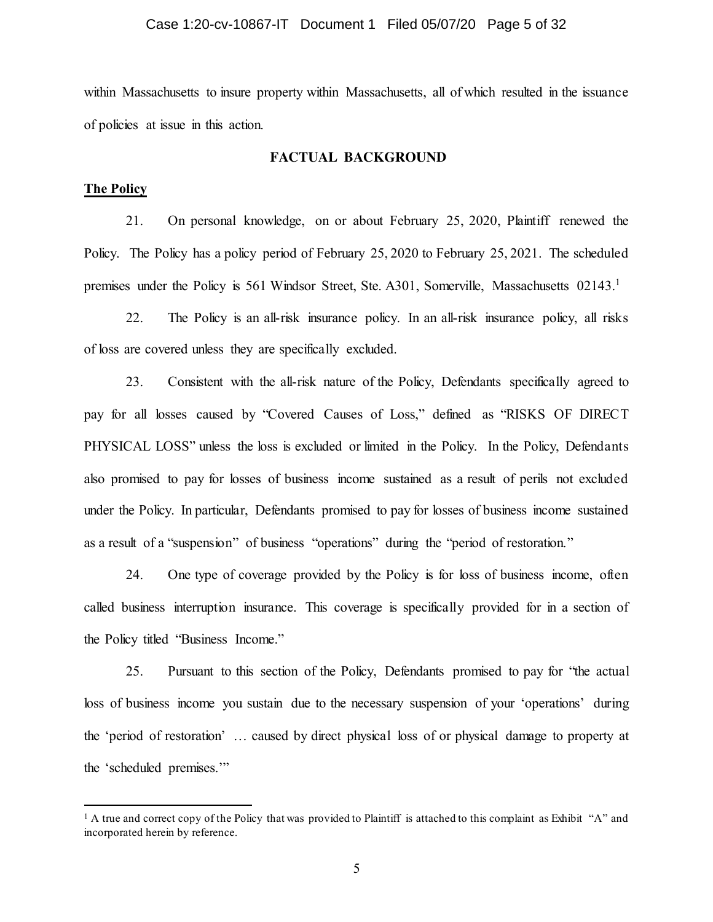within Massachusetts to insure property within Massachusetts, all of which resulted in the issuance of policies at issue in this action.

## FACTUAL BACKGROUND

**The Policy**

21. On personal knowledge, on or about February 25, 2020, Plaintiff renewed the Policy. The Policy has a policy period of February 25, 2020 to February 25, 2021. The scheduled premises under the Policy is 561 Windsor Street, Ste. A301, Somerville, Massachusetts 02143.[1]

22. The Policy is an all-risk insurance policy. In an all-risk insurance policy, all risks of loss are covered unless they are specifically excluded.

23. Consistent with the all-risk nature of the Policy, Defendants specifically agreed to pay for all losses caused by "Covered Causes of Loss," defined as "RISKS OF DIRECT PHYSICAL LOSS" unless the loss is excluded or limited in the Policy. In the Policy, Defendants also promised to pay for losses of business income sustained as a result of perils not excluded under the Policy. In particular, Defendants promised to pay for losses of business income sustained as a result of a "suspension" of business "operations" during the "period of restoration."

24. One type of coverage provided by the Policy is for loss of business income, often called business interruption insurance. This coverage is specifically provided for in a section of the Policy titled "Business Income."

25. Pursuant to this section of the Policy, Defendants promised to pay for "the actual loss of business income you sustain due to the necessary suspension of your 'operations' during the 'period of restoration' … caused by direct physical loss of or physical damage to property at the 'scheduled premises.'"

---

[1] A true and correct copy of the Policy that was provided to Plaintiff is attached to this complaint as Exhibit "A" and incorporated herein by reference.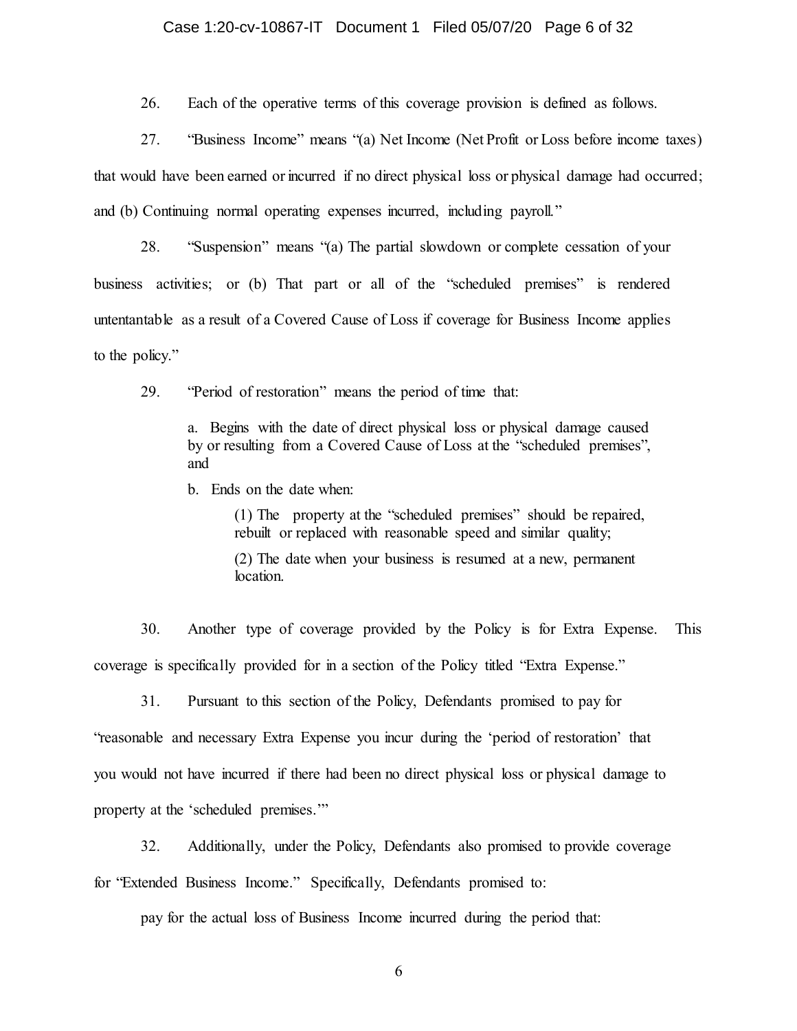26. Each of the operative terms of this coverage provision is defined as follows.

27. "Business Income" means "(a) Net Income (Net Profit or Loss before income taxes) that would have been earned or incurred if no direct physical loss or physical damage had occurred; and (b) Continuing normal operating expenses incurred, including payroll."

28. "Suspension" means "(a) The partial slowdown or complete cessation of your business activities; or (b) That part or all of the "scheduled premises" is rendered untentantable as a result of a Covered Cause of Loss if coverage for Business Income applies to the policy."

29. "Period of restoration" means the period of time that:

> a. Begins with the date of direct physical loss or physical damage caused by or resulting from a Covered Cause of Loss at the "scheduled premises", and
>
> b. Ends on the date when:
>
> > (1) The property at the "scheduled premises" should be repaired, rebuilt or replaced with reasonable speed and similar quality;
> >
> > (2) The date when your business is resumed at a new, permanent location.

30. Another type of coverage provided by the Policy is for Extra Expense. This coverage is specifically provided for in a section of the Policy titled "Extra Expense."

31. Pursuant to this section of the Policy, Defendants promised to pay for "reasonable and necessary Extra Expense you incur during the 'period of restoration' that you would not have incurred if there had been no direct physical loss or physical damage to property at the 'scheduled premises.'"

32. Additionally, under the Policy, Defendants also promised to provide coverage for "Extended Business Income." Specifically, Defendants promised to:

pay for the actual loss of Business Income incurred during the period that: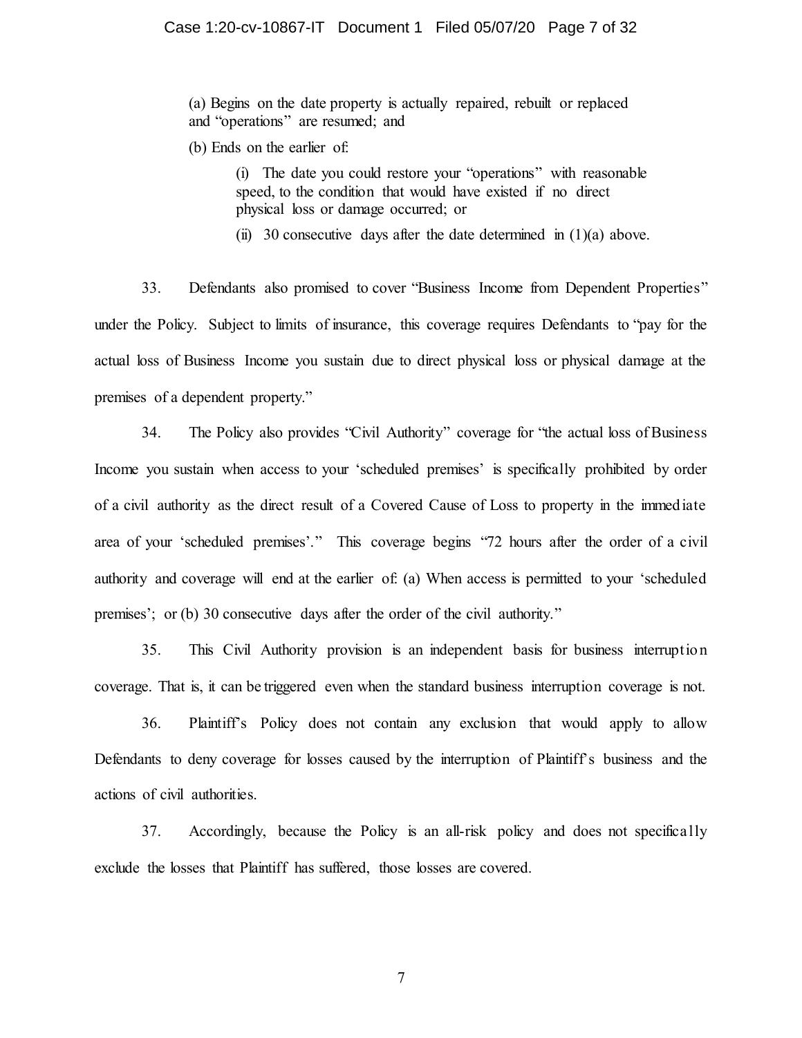(a) Begins on the date property is actually repaired, rebuilt or replaced and "operations" are resumed; and

(b) Ends on the earlier of:

(i) The date you could restore your "operations" with reasonable speed, to the condition that would have existed if no direct physical loss or damage occurred; or

(ii) 30 consecutive days after the date determined in (1)(a) above.

33. Defendants also promised to cover "Business Income from Dependent Properties" under the Policy. Subject to limits of insurance, this coverage requires Defendants to "pay for the actual loss of Business Income you sustain due to direct physical loss or physical damage at the premises of a dependent property."

34. The Policy also provides "Civil Authority" coverage for "the actual loss of Business Income you sustain when access to your 'scheduled premises' is specifically prohibited by order of a civil authority as the direct result of a Covered Cause of Loss to property in the immediate area of your 'scheduled premises'." This coverage begins "72 hours after the order of a civil authority and coverage will end at the earlier of: (a) When access is permitted to your 'scheduled premises'; or (b) 30 consecutive days after the order of the civil authority."

35. This Civil Authority provision is an independent basis for business interruption coverage. That is, it can be triggered even when the standard business interruption coverage is not.

36. Plaintiff's Policy does not contain any exclusion that would apply to allow Defendants to deny coverage for losses caused by the interruption of Plaintiff's business and the actions of civil authorities.

37. Accordingly, because the Policy is an all-risk policy and does not specifically exclude the losses that Plaintiff has suffered, those losses are covered.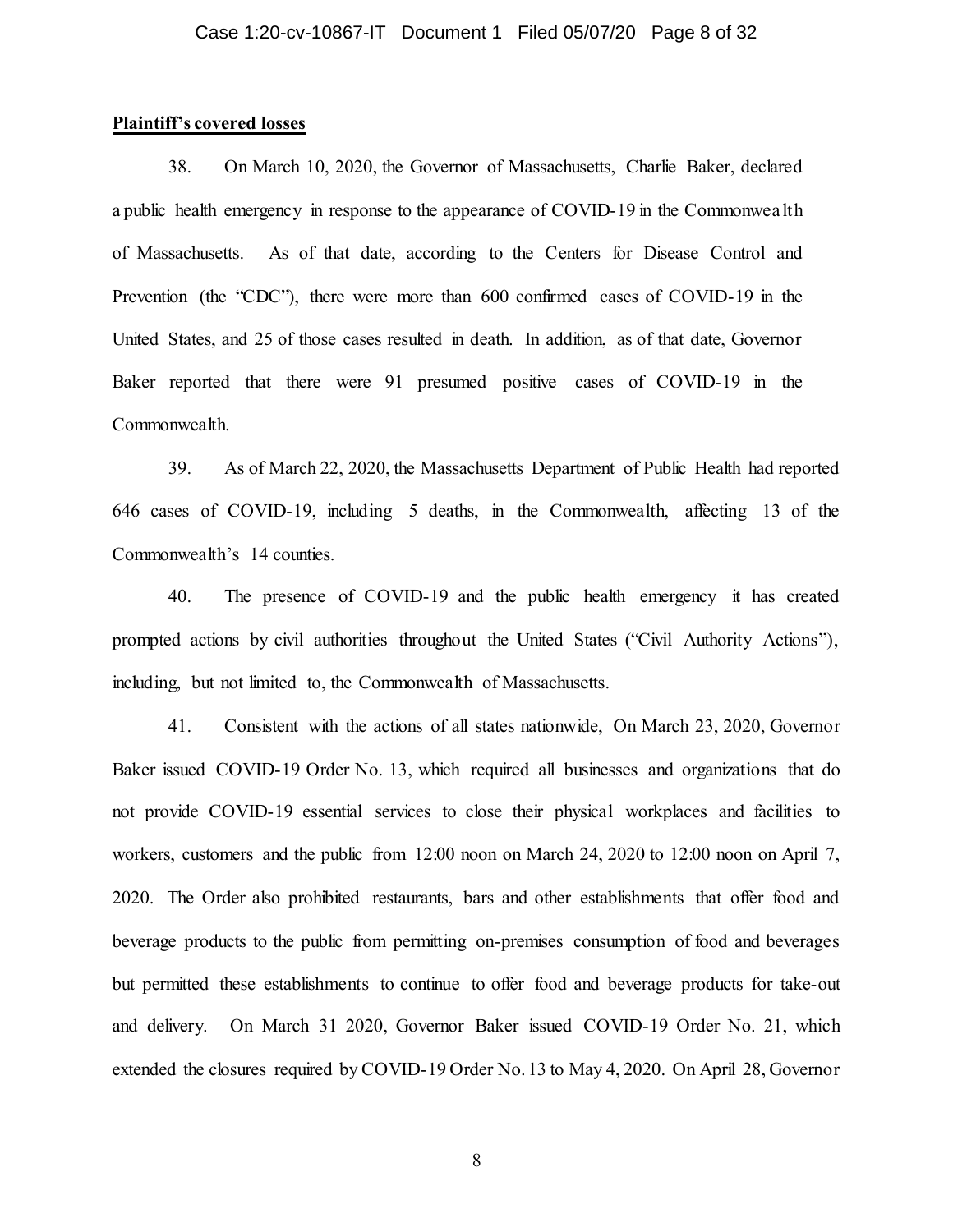**Plaintiff's covered losses**

38. On March 10, 2020, the Governor of Massachusetts, Charlie Baker, declared a public health emergency in response to the appearance of COVID-19 in the Commonwealth of Massachusetts. As of that date, according to the Centers for Disease Control and Prevention (the "CDC"), there were more than 600 confirmed cases of COVID-19 in the United States, and 25 of those cases resulted in death. In addition, as of that date, Governor Baker reported that there were 91 presumed positive cases of COVID-19 in the Commonwealth.

39. As of March 22, 2020, the Massachusetts Department of Public Health had reported 646 cases of COVID-19, including 5 deaths, in the Commonwealth, affecting 13 of the Commonwealth's 14 counties.

40. The presence of COVID-19 and the public health emergency it has created prompted actions by civil authorities throughout the United States ("Civil Authority Actions"), including, but not limited to, the Commonwealth of Massachusetts.

41. Consistent with the actions of all states nationwide, On March 23, 2020, Governor Baker issued COVID-19 Order No. 13, which required all businesses and organizations that do not provide COVID-19 essential services to close their physical workplaces and facilities to workers, customers and the public from 12:00 noon on March 24, 2020 to 12:00 noon on April 7, 2020. The Order also prohibited restaurants, bars and other establishments that offer food and beverage products to the public from permitting on-premises consumption of food and beverages but permitted these establishments to continue to offer food and beverage products for take-out and delivery. On March 31 2020, Governor Baker issued COVID-19 Order No. 21, which extended the closures required by COVID-19 Order No. 13 to May 4, 2020. On April 28, Governor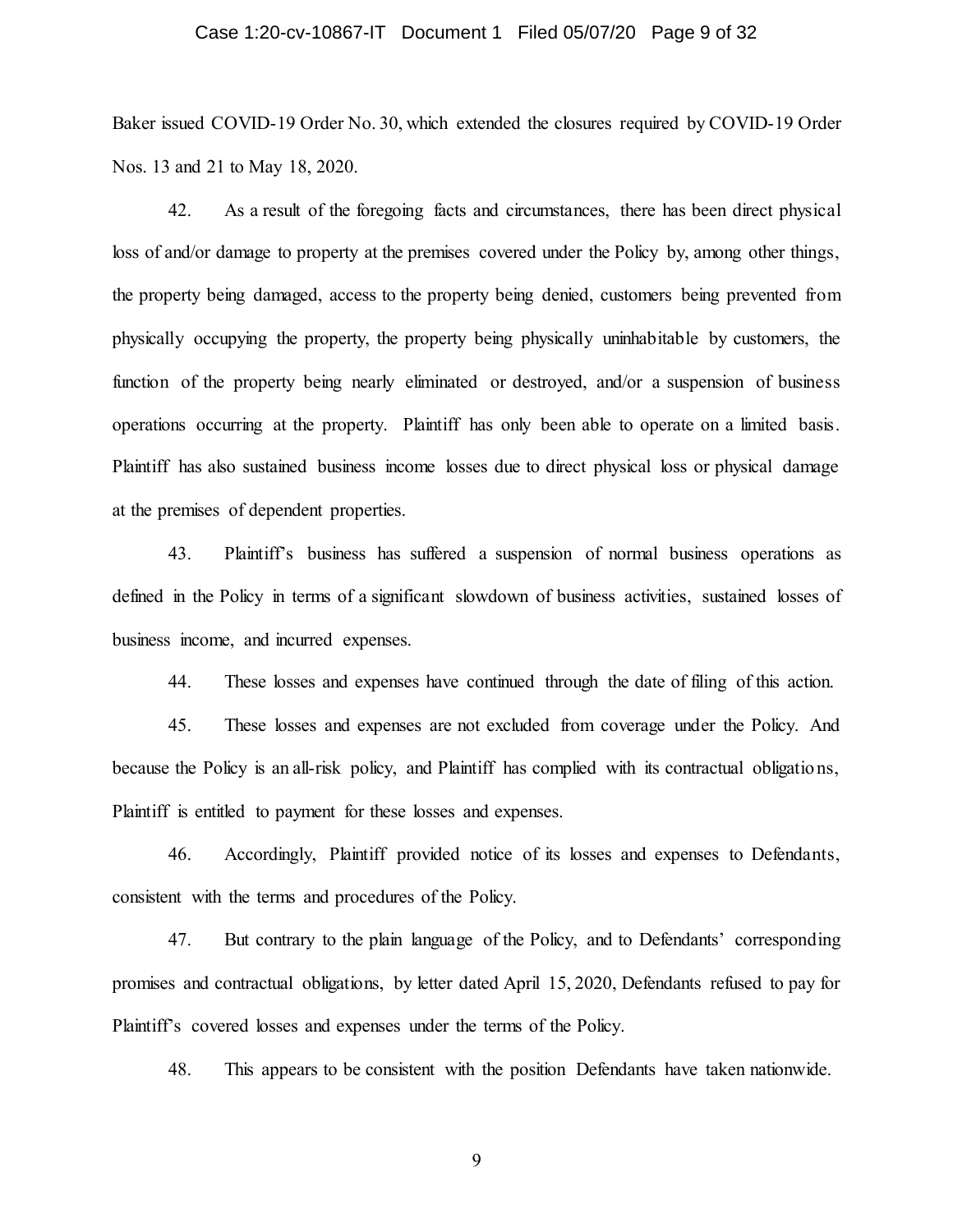Baker issued COVID-19 Order No. 30, which extended the closures required by COVID-19 Order Nos. 13 and 21 to May 18, 2020.

42. As a result of the foregoing facts and circumstances, there has been direct physical loss of and/or damage to property at the premises covered under the Policy by, among other things, the property being damaged, access to the property being denied, customers being prevented from physically occupying the property, the property being physically uninhabitable by customers, the function of the property being nearly eliminated or destroyed, and/or a suspension of business operations occurring at the property. Plaintiff has only been able to operate on a limited basis. Plaintiff has also sustained business income losses due to direct physical loss or physical damage at the premises of dependent properties.

43. Plaintiff's business has suffered a suspension of normal business operations as defined in the Policy in terms of a significant slowdown of business activities, sustained losses of business income, and incurred expenses.

44. These losses and expenses have continued through the date of filing of this action.

45. These losses and expenses are not excluded from coverage under the Policy. And because the Policy is an all-risk policy, and Plaintiff has complied with its contractual obligations, Plaintiff is entitled to payment for these losses and expenses.

46. Accordingly, Plaintiff provided notice of its losses and expenses to Defendants, consistent with the terms and procedures of the Policy.

47. But contrary to the plain language of the Policy, and to Defendants' corresponding promises and contractual obligations, by letter dated April 15, 2020, Defendants refused to pay for Plaintiff's covered losses and expenses under the terms of the Policy.

48. This appears to be consistent with the position Defendants have taken nationwide.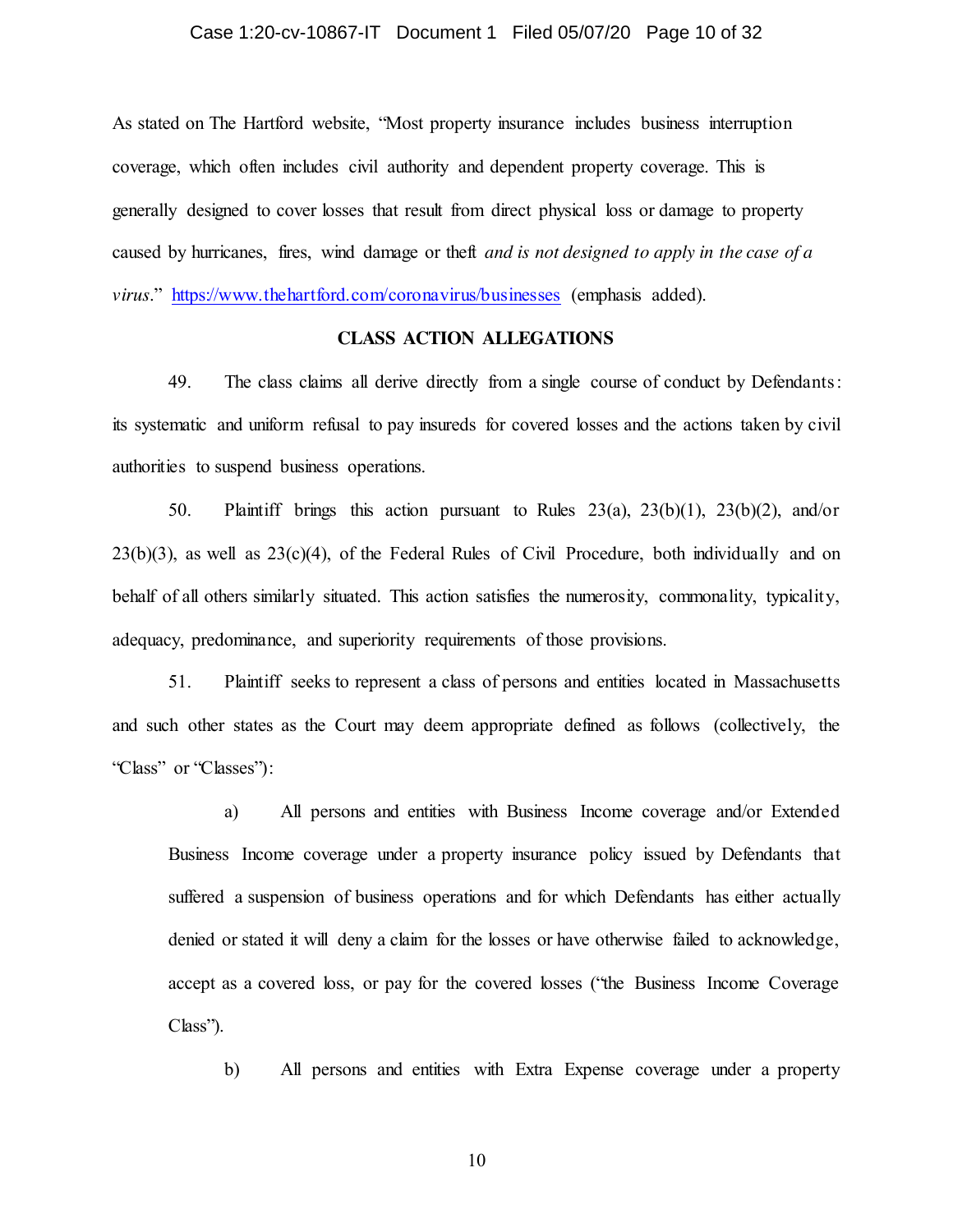As stated on The Hartford website, "Most property insurance includes business interruption coverage, which often includes civil authority and dependent property coverage. This is generally designed to cover losses that result from direct physical loss or damage to property caused by hurricanes, fires, wind damage or theft *and is not designed to apply in the case of a virus*." https://www.thehartford.com/coronavirus/businesses (emphasis added).

## CLASS ACTION ALLEGATIONS

49. The class claims all derive directly from a single course of conduct by Defendants: its systematic and uniform refusal to pay insureds for covered losses and the actions taken by civil authorities to suspend business operations.

50. Plaintiff brings this action pursuant to Rules 23(a), 23(b)(1), 23(b)(2), and/or 23(b)(3), as well as 23(c)(4), of the Federal Rules of Civil Procedure, both individually and on behalf of all others similarly situated. This action satisfies the numerosity, commonality, typicality, adequacy, predominance, and superiority requirements of those provisions.

51. Plaintiff seeks to represent a class of persons and entities located in Massachusetts and such other states as the Court may deem appropriate defined as follows (collectively, the "Class" or "Classes"):

a) All persons and entities with Business Income coverage and/or Extended Business Income coverage under a property insurance policy issued by Defendants that suffered a suspension of business operations and for which Defendants has either actually denied or stated it will deny a claim for the losses or have otherwise failed to acknowledge, accept as a covered loss, or pay for the covered losses ("the Business Income Coverage Class").

b) All persons and entities with Extra Expense coverage under a property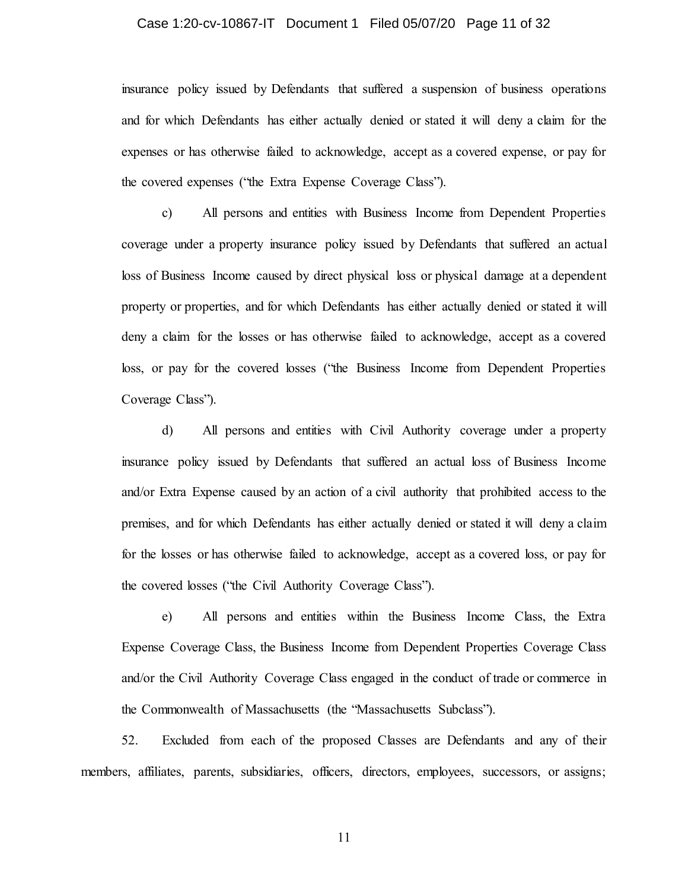insurance policy issued by Defendants that suffered a suspension of business operations and for which Defendants has either actually denied or stated it will deny a claim for the expenses or has otherwise failed to acknowledge, accept as a covered expense, or pay for the covered expenses ("the Extra Expense Coverage Class").

c) All persons and entities with Business Income from Dependent Properties coverage under a property insurance policy issued by Defendants that suffered an actual loss of Business Income caused by direct physical loss or physical damage at a dependent property or properties, and for which Defendants has either actually denied or stated it will deny a claim for the losses or has otherwise failed to acknowledge, accept as a covered loss, or pay for the covered losses ("the Business Income from Dependent Properties Coverage Class").

d) All persons and entities with Civil Authority coverage under a property insurance policy issued by Defendants that suffered an actual loss of Business Income and/or Extra Expense caused by an action of a civil authority that prohibited access to the premises, and for which Defendants has either actually denied or stated it will deny a claim for the losses or has otherwise failed to acknowledge, accept as a covered loss, or pay for the covered losses ("the Civil Authority Coverage Class").

e) All persons and entities within the Business Income Class, the Extra Expense Coverage Class, the Business Income from Dependent Properties Coverage Class and/or the Civil Authority Coverage Class engaged in the conduct of trade or commerce in the Commonwealth of Massachusetts (the "Massachusetts Subclass").

52. Excluded from each of the proposed Classes are Defendants and any of their members, affiliates, parents, subsidiaries, officers, directors, employees, successors, or assigns;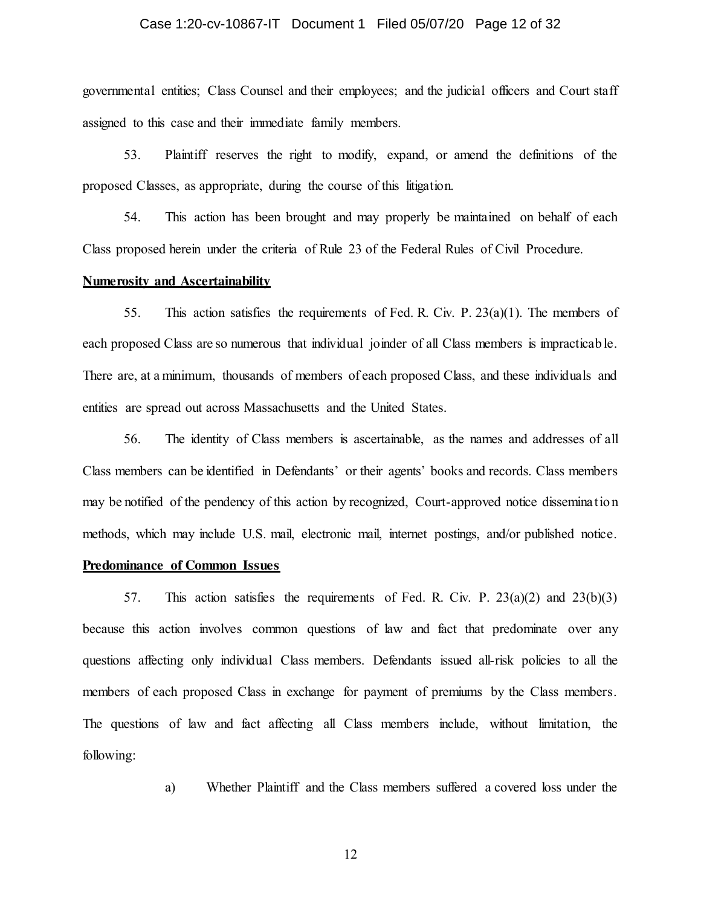governmental entities; Class Counsel and their employees; and the judicial officers and Court staff assigned to this case and their immediate family members.

53. Plaintiff reserves the right to modify, expand, or amend the definitions of the proposed Classes, as appropriate, during the course of this litigation.

54. This action has been brought and may properly be maintained on behalf of each Class proposed herein under the criteria of Rule 23 of the Federal Rules of Civil Procedure.

**Numerosity and Ascertainability**

55. This action satisfies the requirements of Fed. R. Civ. P. 23(a)(1). The members of each proposed Class are so numerous that individual joinder of all Class members is impracticable. There are, at a minimum, thousands of members of each proposed Class, and these individuals and entities are spread out across Massachusetts and the United States.

56. The identity of Class members is ascertainable, as the names and addresses of all Class members can be identified in Defendants' or their agents' books and records. Class members may be notified of the pendency of this action by recognized, Court-approved notice dissemination methods, which may include U.S. mail, electronic mail, internet postings, and/or published notice.

**Predominance of Common Issues**

57. This action satisfies the requirements of Fed. R. Civ. P. 23(a)(2) and 23(b)(3) because this action involves common questions of law and fact that predominate over any questions affecting only individual Class members. Defendants issued all-risk policies to all the members of each proposed Class in exchange for payment of premiums by the Class members. The questions of law and fact affecting all Class members include, without limitation, the following:

a) Whether Plaintiff and the Class members suffered a covered loss under the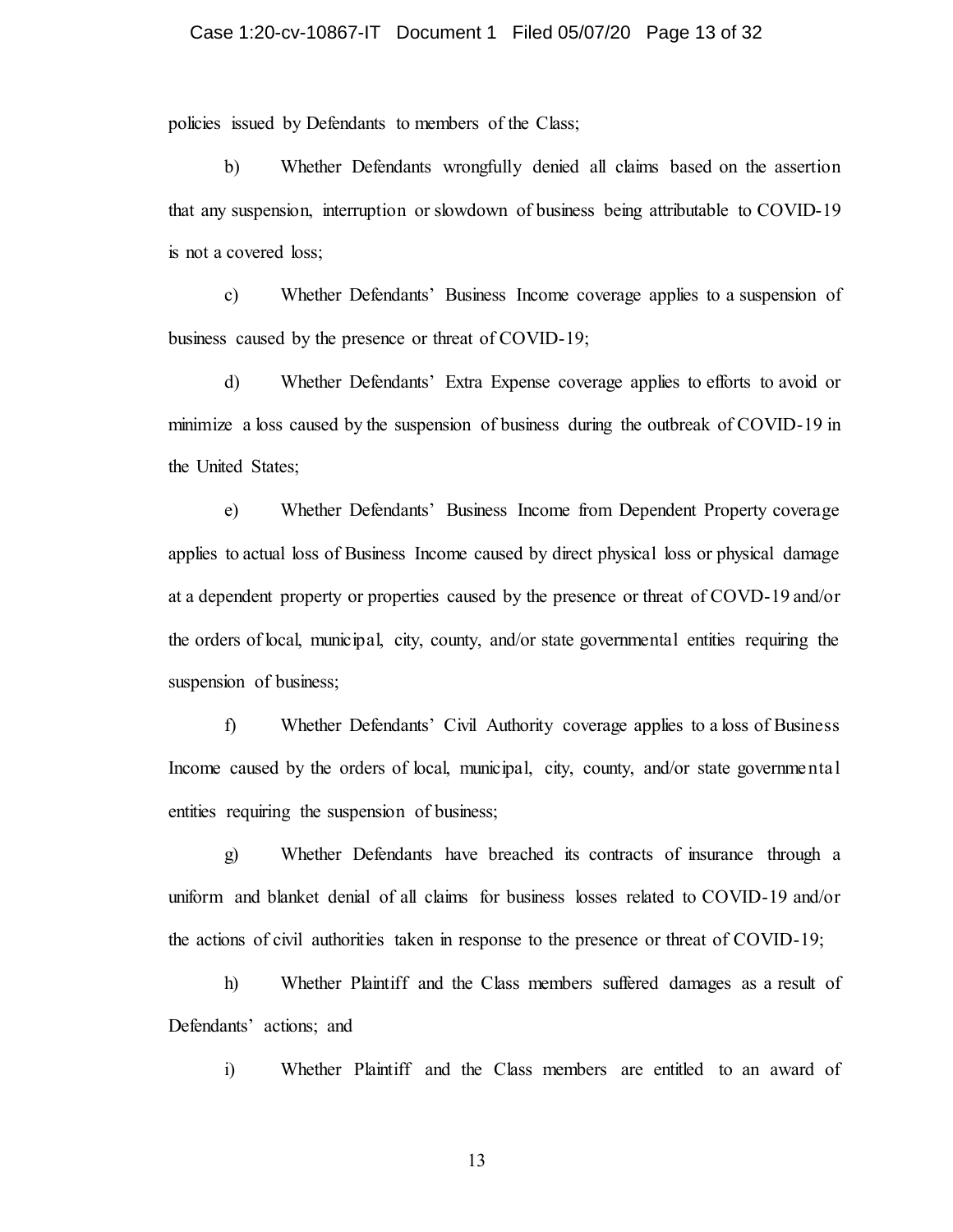policies issued by Defendants to members of the Class;

b) Whether Defendants wrongfully denied all claims based on the assertion that any suspension, interruption or slowdown of business being attributable to COVID-19 is not a covered loss;

c) Whether Defendants' Business Income coverage applies to a suspension of business caused by the presence or threat of COVID-19;

d) Whether Defendants' Extra Expense coverage applies to efforts to avoid or minimize a loss caused by the suspension of business during the outbreak of COVID-19 in the United States;

e) Whether Defendants' Business Income from Dependent Property coverage applies to actual loss of Business Income caused by direct physical loss or physical damage at a dependent property or properties caused by the presence or threat of COVD-19 and/or the orders of local, municipal, city, county, and/or state governmental entities requiring the suspension of business;

f) Whether Defendants' Civil Authority coverage applies to a loss of Business Income caused by the orders of local, municipal, city, county, and/or state governmental entities requiring the suspension of business;

g) Whether Defendants have breached its contracts of insurance through a uniform and blanket denial of all claims for business losses related to COVID-19 and/or the actions of civil authorities taken in response to the presence or threat of COVID-19;

h) Whether Plaintiff and the Class members suffered damages as a result of Defendants' actions; and

i) Whether Plaintiff and the Class members are entitled to an award of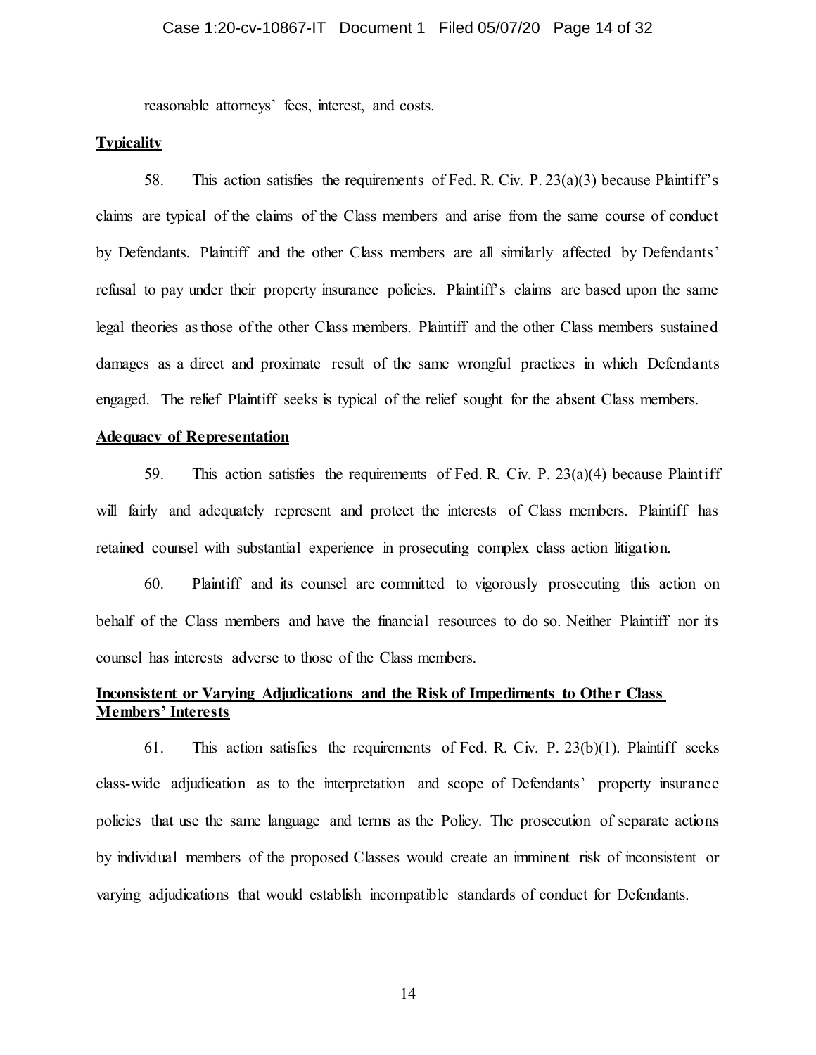reasonable attorneys' fees, interest, and costs.

**Typicality**

58. This action satisfies the requirements of Fed. R. Civ. P. 23(a)(3) because Plaintiff's claims are typical of the claims of the Class members and arise from the same course of conduct by Defendants. Plaintiff and the other Class members are all similarly affected by Defendants' refusal to pay under their property insurance policies. Plaintiff's claims are based upon the same legal theories as those of the other Class members. Plaintiff and the other Class members sustained damages as a direct and proximate result of the same wrongful practices in which Defendants engaged. The relief Plaintiff seeks is typical of the relief sought for the absent Class members.

**Adequacy of Representation**

59. This action satisfies the requirements of Fed. R. Civ. P. 23(a)(4) because Plaintiff will fairly and adequately represent and protect the interests of Class members. Plaintiff has retained counsel with substantial experience in prosecuting complex class action litigation.

60. Plaintiff and its counsel are committed to vigorously prosecuting this action on behalf of the Class members and have the financial resources to do so. Neither Plaintiff nor its counsel has interests adverse to those of the Class members.

**Inconsistent or Varying Adjudications and the Risk of Impediments to Other Class Members' Interests**

61. This action satisfies the requirements of Fed. R. Civ. P. 23(b)(1). Plaintiff seeks class-wide adjudication as to the interpretation and scope of Defendants' property insurance policies that use the same language and terms as the Policy. The prosecution of separate actions by individual members of the proposed Classes would create an imminent risk of inconsistent or varying adjudications that would establish incompatible standards of conduct for Defendants.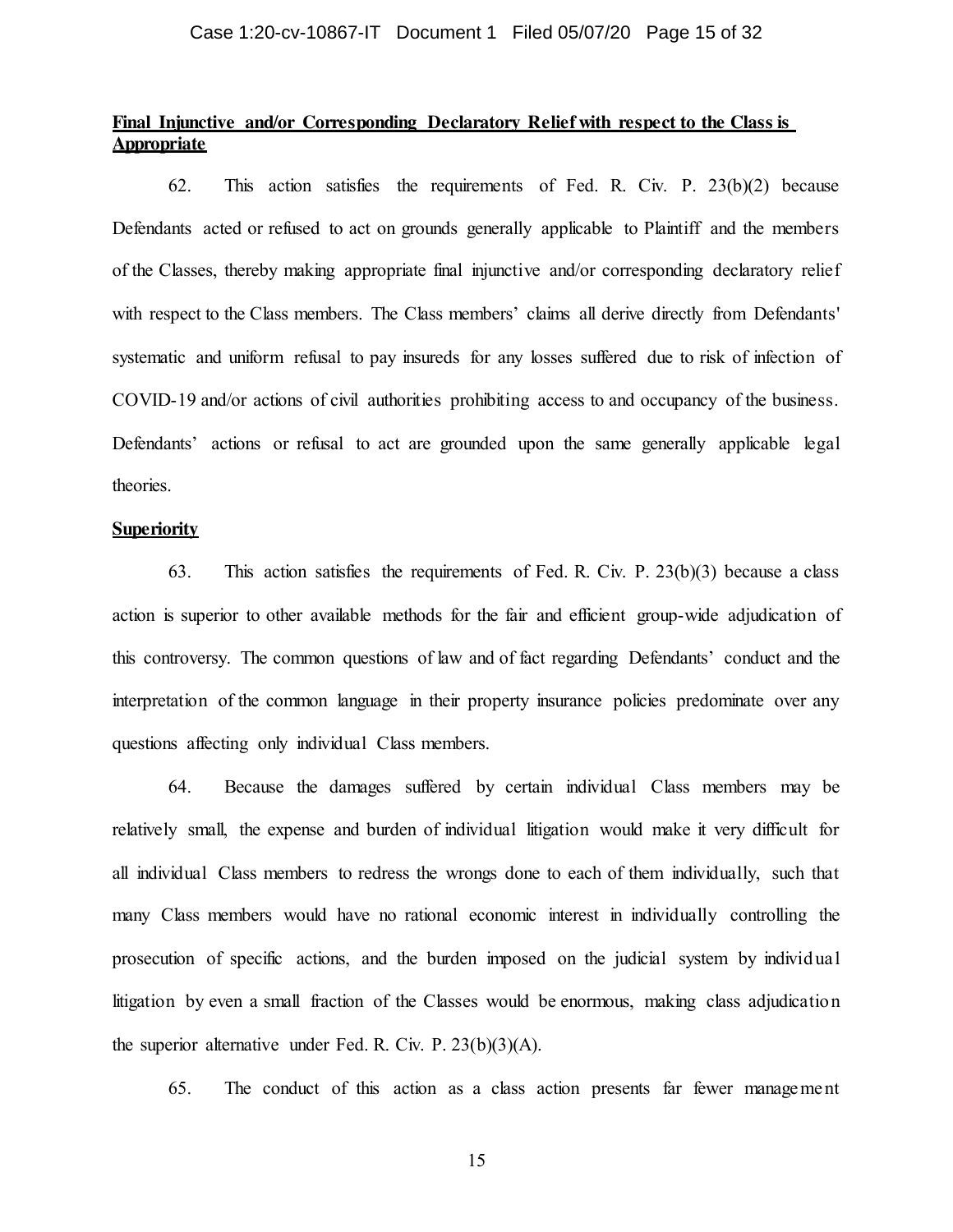**Final Injunctive and/or Corresponding Declaratory Relief with respect to the Class is Appropriate**

62. This action satisfies the requirements of Fed. R. Civ. P. 23(b)(2) because Defendants acted or refused to act on grounds generally applicable to Plaintiff and the members of the Classes, thereby making appropriate final injunctive and/or corresponding declaratory relief with respect to the Class members. The Class members' claims all derive directly from Defendants' systematic and uniform refusal to pay insureds for any losses suffered due to risk of infection of COVID-19 and/or actions of civil authorities prohibiting access to and occupancy of the business. Defendants' actions or refusal to act are grounded upon the same generally applicable legal theories.

**Superiority**

63. This action satisfies the requirements of Fed. R. Civ. P. 23(b)(3) because a class action is superior to other available methods for the fair and efficient group-wide adjudication of this controversy. The common questions of law and of fact regarding Defendants' conduct and the interpretation of the common language in their property insurance policies predominate over any questions affecting only individual Class members.

64. Because the damages suffered by certain individual Class members may be relatively small, the expense and burden of individual litigation would make it very difficult for all individual Class members to redress the wrongs done to each of them individually, such that many Class members would have no rational economic interest in individually controlling the prosecution of specific actions, and the burden imposed on the judicial system by individual litigation by even a small fraction of the Classes would be enormous, making class adjudication the superior alternative under Fed. R. Civ. P. 23(b)(3)(A).

65. The conduct of this action as a class action presents far fewer management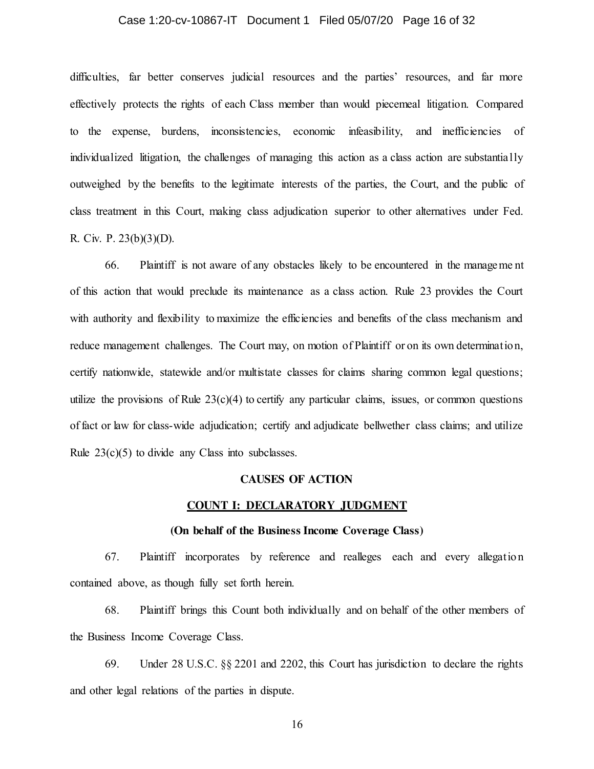difficulties, far better conserves judicial resources and the parties' resources, and far more effectively protects the rights of each Class member than would piecemeal litigation. Compared to the expense, burdens, inconsistencies, economic infeasibility, and inefficiencies of individualized litigation, the challenges of managing this action as a class action are substantially outweighed by the benefits to the legitimate interests of the parties, the Court, and the public of class treatment in this Court, making class adjudication superior to other alternatives under Fed. R. Civ. P. 23(b)(3)(D).

66. Plaintiff is not aware of any obstacles likely to be encountered in the management of this action that would preclude its maintenance as a class action. Rule 23 provides the Court with authority and flexibility to maximize the efficiencies and benefits of the class mechanism and reduce management challenges. The Court may, on motion of Plaintiff or on its own determination, certify nationwide, statewide and/or multistate classes for claims sharing common legal questions; utilize the provisions of Rule 23(c)(4) to certify any particular claims, issues, or common questions of fact or law for class-wide adjudication; certify and adjudicate bellwether class claims; and utilize Rule 23(c)(5) to divide any Class into subclasses.

## CAUSES OF ACTION

### COUNT I: DECLARATORY JUDGMENT

**(On behalf of the Business Income Coverage Class)**

67. Plaintiff incorporates by reference and realleges each and every allegation contained above, as though fully set forth herein.

68. Plaintiff brings this Count both individually and on behalf of the other members of the Business Income Coverage Class.

69. Under 28 U.S.C. §§ 2201 and 2202, this Court has jurisdiction to declare the rights and other legal relations of the parties in dispute.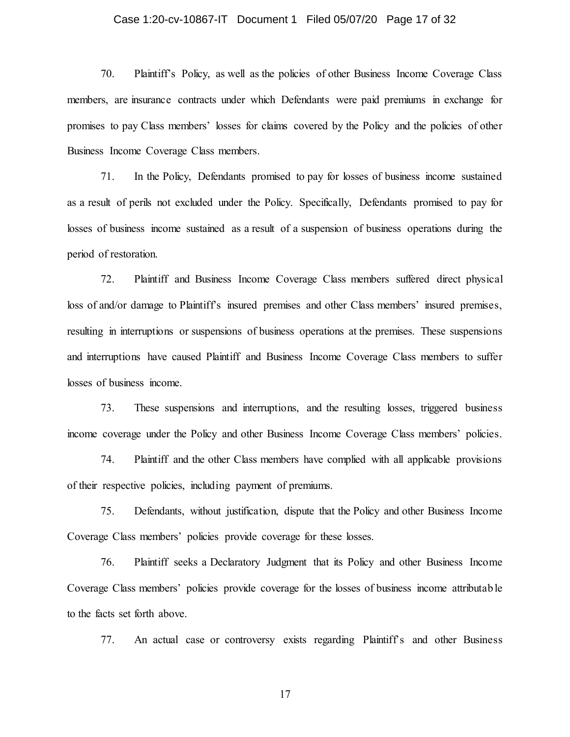70. Plaintiff's Policy, as well as the policies of other Business Income Coverage Class members, are insurance contracts under which Defendants were paid premiums in exchange for promises to pay Class members' losses for claims covered by the Policy and the policies of other Business Income Coverage Class members.

71. In the Policy, Defendants promised to pay for losses of business income sustained as a result of perils not excluded under the Policy. Specifically, Defendants promised to pay for losses of business income sustained as a result of a suspension of business operations during the period of restoration.

72. Plaintiff and Business Income Coverage Class members suffered direct physical loss of and/or damage to Plaintiff's insured premises and other Class members' insured premises, resulting in interruptions or suspensions of business operations at the premises. These suspensions and interruptions have caused Plaintiff and Business Income Coverage Class members to suffer losses of business income.

73. These suspensions and interruptions, and the resulting losses, triggered business income coverage under the Policy and other Business Income Coverage Class members' policies.

74. Plaintiff and the other Class members have complied with all applicable provisions of their respective policies, including payment of premiums.

75. Defendants, without justification, dispute that the Policy and other Business Income Coverage Class members' policies provide coverage for these losses.

76. Plaintiff seeks a Declaratory Judgment that its Policy and other Business Income Coverage Class members' policies provide coverage for the losses of business income attributable to the facts set forth above.

77. An actual case or controversy exists regarding Plaintiff's and other Business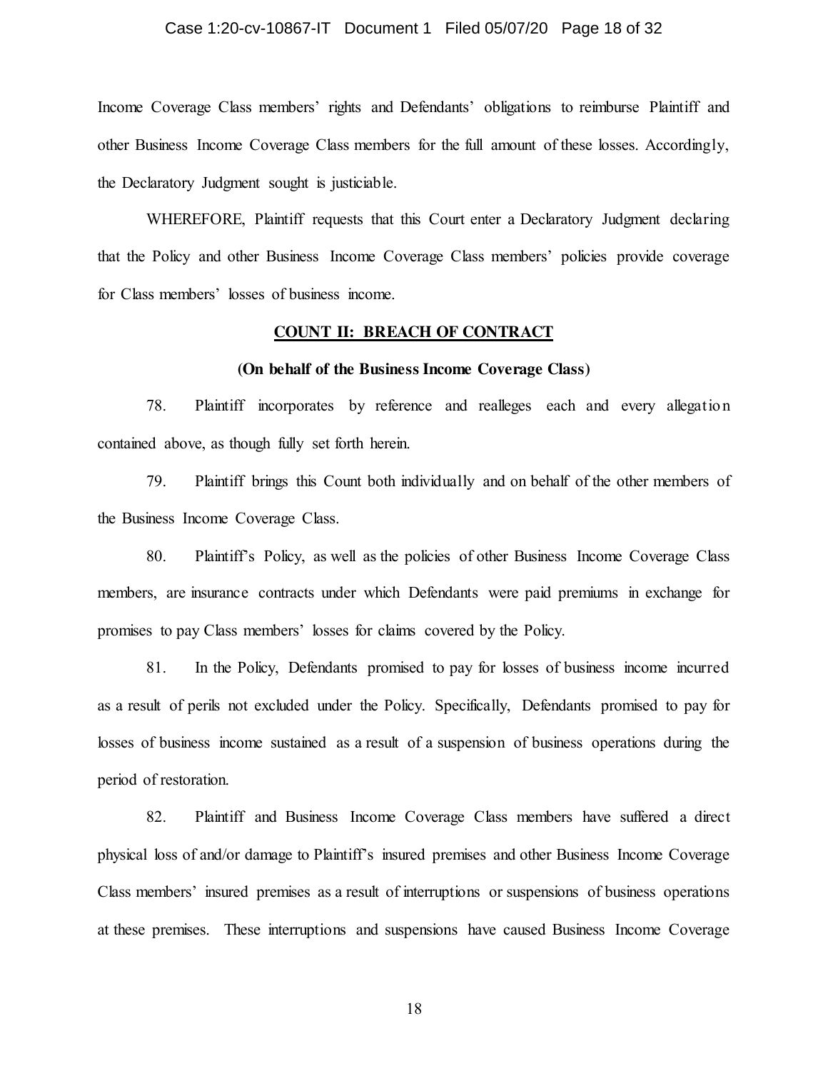Income Coverage Class members' rights and Defendants' obligations to reimburse Plaintiff and other Business Income Coverage Class members for the full amount of these losses. Accordingly, the Declaratory Judgment sought is justiciable.

WHEREFORE, Plaintiff requests that this Court enter a Declaratory Judgment declaring that the Policy and other Business Income Coverage Class members' policies provide coverage for Class members' losses of business income.

## COUNT II: BREACH OF CONTRACT

**(On behalf of the Business Income Coverage Class)**

78. Plaintiff incorporates by reference and realleges each and every allegation contained above, as though fully set forth herein.

79. Plaintiff brings this Count both individually and on behalf of the other members of the Business Income Coverage Class.

80. Plaintiff's Policy, as well as the policies of other Business Income Coverage Class members, are insurance contracts under which Defendants were paid premiums in exchange for promises to pay Class members' losses for claims covered by the Policy.

81. In the Policy, Defendants promised to pay for losses of business income incurred as a result of perils not excluded under the Policy. Specifically, Defendants promised to pay for losses of business income sustained as a result of a suspension of business operations during the period of restoration.

82. Plaintiff and Business Income Coverage Class members have suffered a direct physical loss of and/or damage to Plaintiff's insured premises and other Business Income Coverage Class members' insured premises as a result of interruptions or suspensions of business operations at these premises. These interruptions and suspensions have caused Business Income Coverage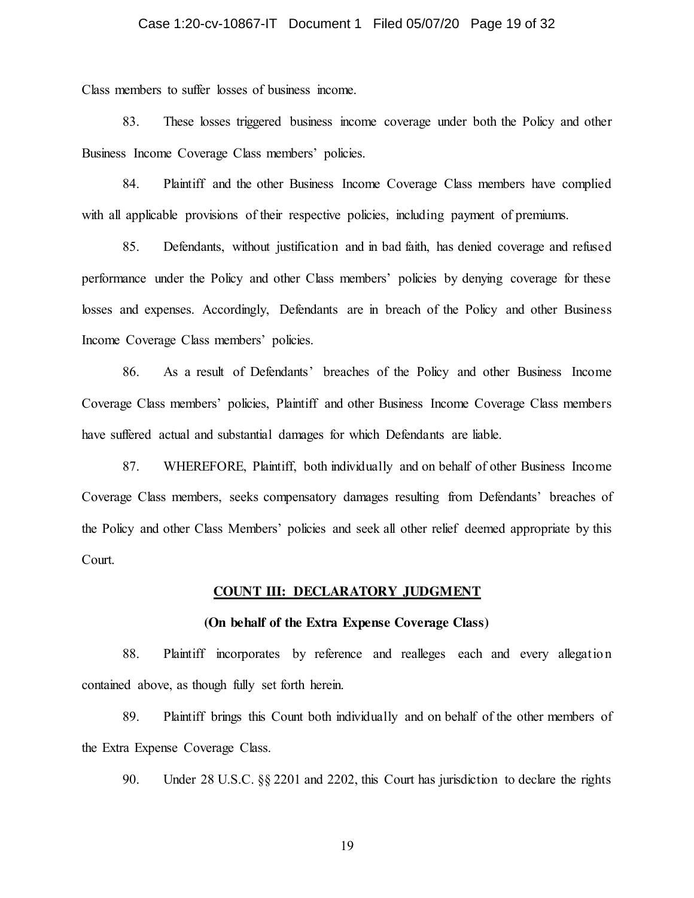Class members to suffer losses of business income.

83. These losses triggered business income coverage under both the Policy and other Business Income Coverage Class members' policies.

84. Plaintiff and the other Business Income Coverage Class members have complied with all applicable provisions of their respective policies, including payment of premiums.

85. Defendants, without justification and in bad faith, has denied coverage and refused performance under the Policy and other Class members' policies by denying coverage for these losses and expenses. Accordingly, Defendants are in breach of the Policy and other Business Income Coverage Class members' policies.

86. As a result of Defendants' breaches of the Policy and other Business Income Coverage Class members' policies, Plaintiff and other Business Income Coverage Class members have suffered actual and substantial damages for which Defendants are liable.

87. WHEREFORE, Plaintiff, both individually and on behalf of other Business Income Coverage Class members, seeks compensatory damages resulting from Defendants' breaches of the Policy and other Class Members' policies and seek all other relief deemed appropriate by this Court.

## COUNT III: DECLARATORY JUDGMENT

**(On behalf of the Extra Expense Coverage Class)**

88. Plaintiff incorporates by reference and realleges each and every allegation contained above, as though fully set forth herein.

89. Plaintiff brings this Count both individually and on behalf of the other members of the Extra Expense Coverage Class.

90. Under 28 U.S.C. §§ 2201 and 2202, this Court has jurisdiction to declare the rights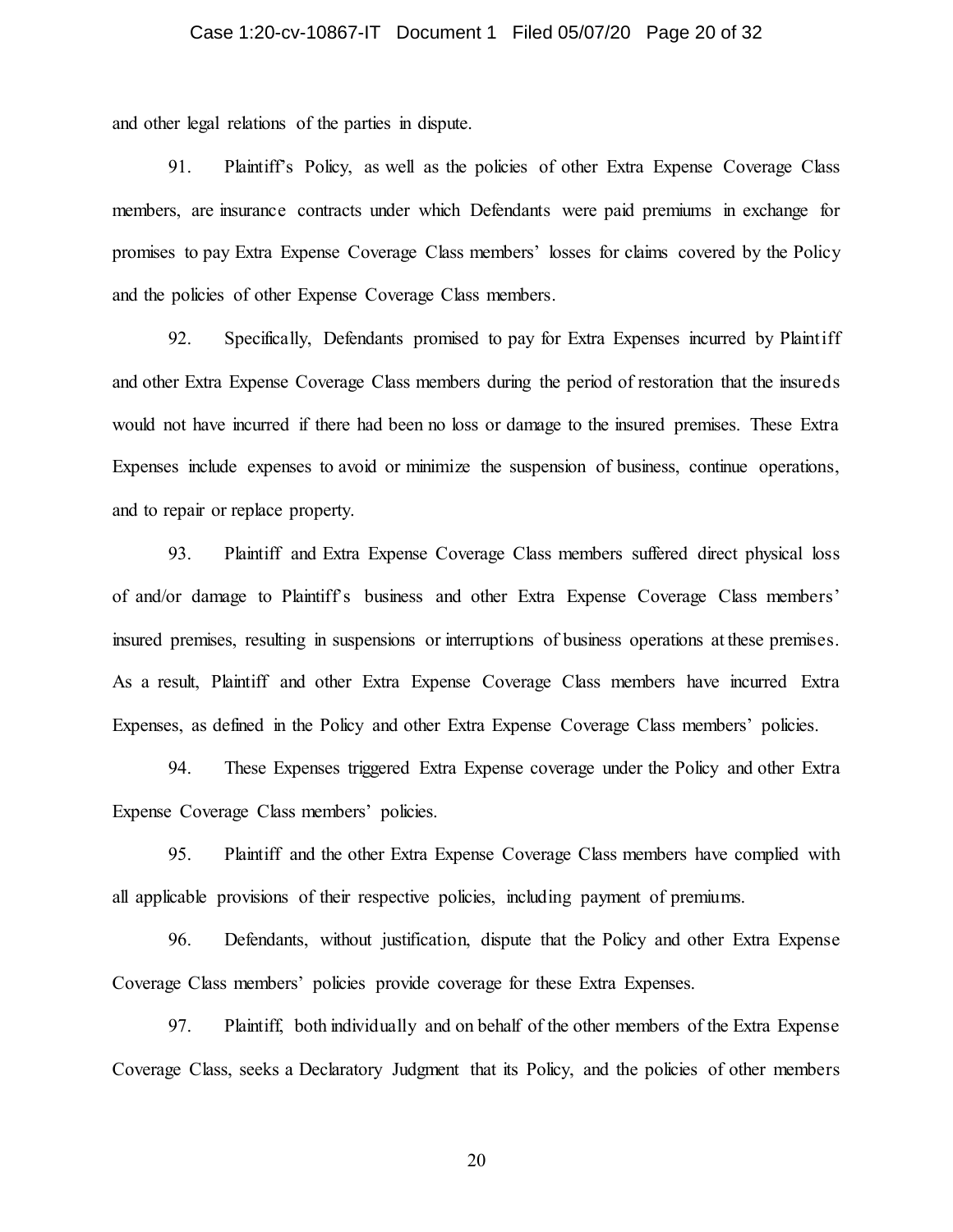and other legal relations of the parties in dispute.

91. Plaintiff's Policy, as well as the policies of other Extra Expense Coverage Class members, are insurance contracts under which Defendants were paid premiums in exchange for promises to pay Extra Expense Coverage Class members' losses for claims covered by the Policy and the policies of other Expense Coverage Class members.

92. Specifically, Defendants promised to pay for Extra Expenses incurred by Plaintiff and other Extra Expense Coverage Class members during the period of restoration that the insureds would not have incurred if there had been no loss or damage to the insured premises. These Extra Expenses include expenses to avoid or minimize the suspension of business, continue operations, and to repair or replace property.

93. Plaintiff and Extra Expense Coverage Class members suffered direct physical loss of and/or damage to Plaintiff's business and other Extra Expense Coverage Class members' insured premises, resulting in suspensions or interruptions of business operations at these premises. As a result, Plaintiff and other Extra Expense Coverage Class members have incurred Extra Expenses, as defined in the Policy and other Extra Expense Coverage Class members' policies.

94. These Expenses triggered Extra Expense coverage under the Policy and other Extra Expense Coverage Class members' policies.

95. Plaintiff and the other Extra Expense Coverage Class members have complied with all applicable provisions of their respective policies, including payment of premiums.

96. Defendants, without justification, dispute that the Policy and other Extra Expense Coverage Class members' policies provide coverage for these Extra Expenses.

97. Plaintiff, both individually and on behalf of the other members of the Extra Expense Coverage Class, seeks a Declaratory Judgment that its Policy, and the policies of other members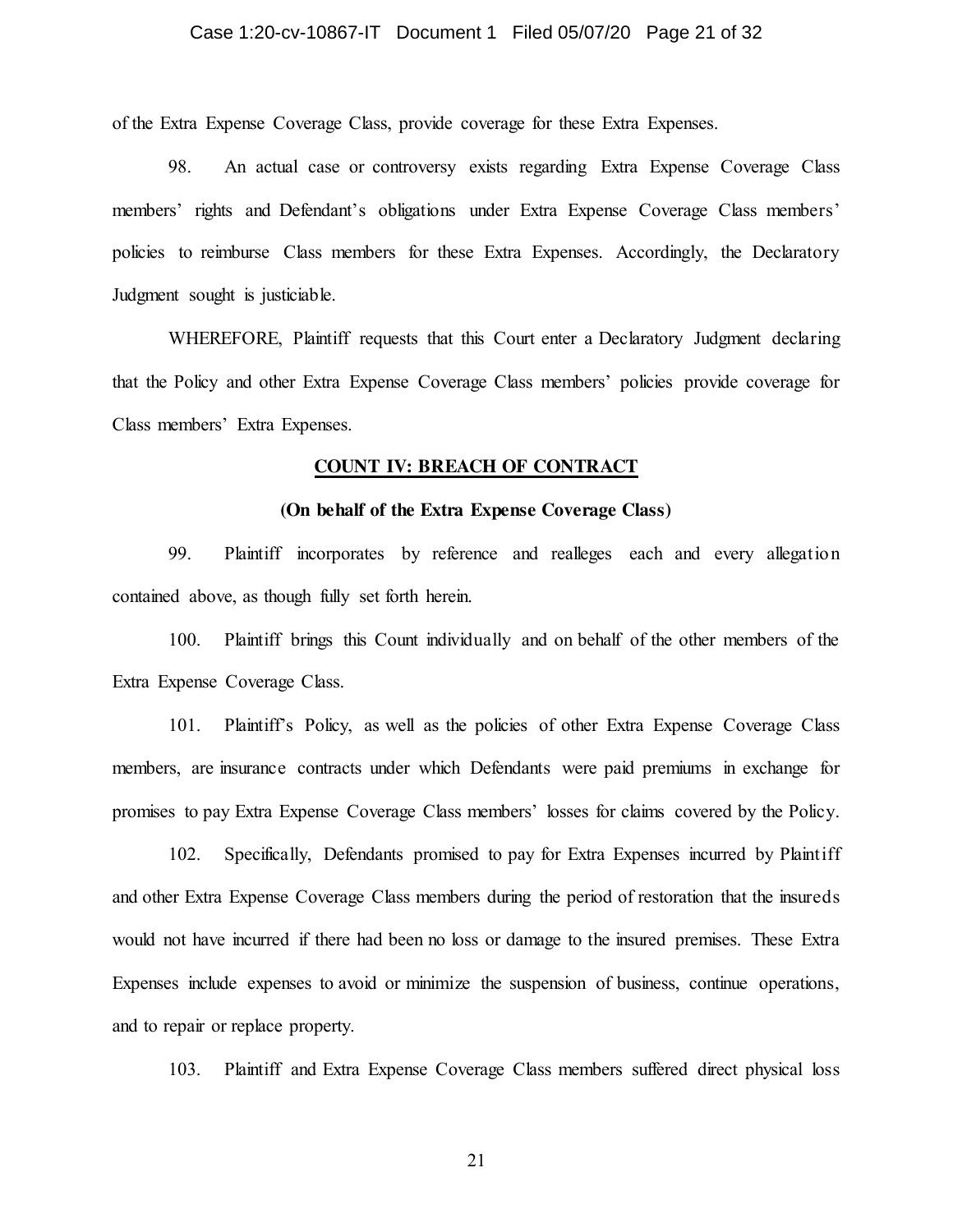of the Extra Expense Coverage Class, provide coverage for these Extra Expenses.

98. An actual case or controversy exists regarding Extra Expense Coverage Class members' rights and Defendant's obligations under Extra Expense Coverage Class members' policies to reimburse Class members for these Extra Expenses. Accordingly, the Declaratory Judgment sought is justiciable.

WHEREFORE, Plaintiff requests that this Court enter a Declaratory Judgment declaring that the Policy and other Extra Expense Coverage Class members' policies provide coverage for Class members' Extra Expenses.

## COUNT IV: BREACH OF CONTRACT

**(On behalf of the Extra Expense Coverage Class)**

99. Plaintiff incorporates by reference and realleges each and every allegation contained above, as though fully set forth herein.

100. Plaintiff brings this Count individually and on behalf of the other members of the Extra Expense Coverage Class.

101. Plaintiff's Policy, as well as the policies of other Extra Expense Coverage Class members, are insurance contracts under which Defendants were paid premiums in exchange for promises to pay Extra Expense Coverage Class members' losses for claims covered by the Policy.

102. Specifically, Defendants promised to pay for Extra Expenses incurred by Plaintiff and other Extra Expense Coverage Class members during the period of restoration that the insureds would not have incurred if there had been no loss or damage to the insured premises. These Extra Expenses include expenses to avoid or minimize the suspension of business, continue operations, and to repair or replace property.

103. Plaintiff and Extra Expense Coverage Class members suffered direct physical loss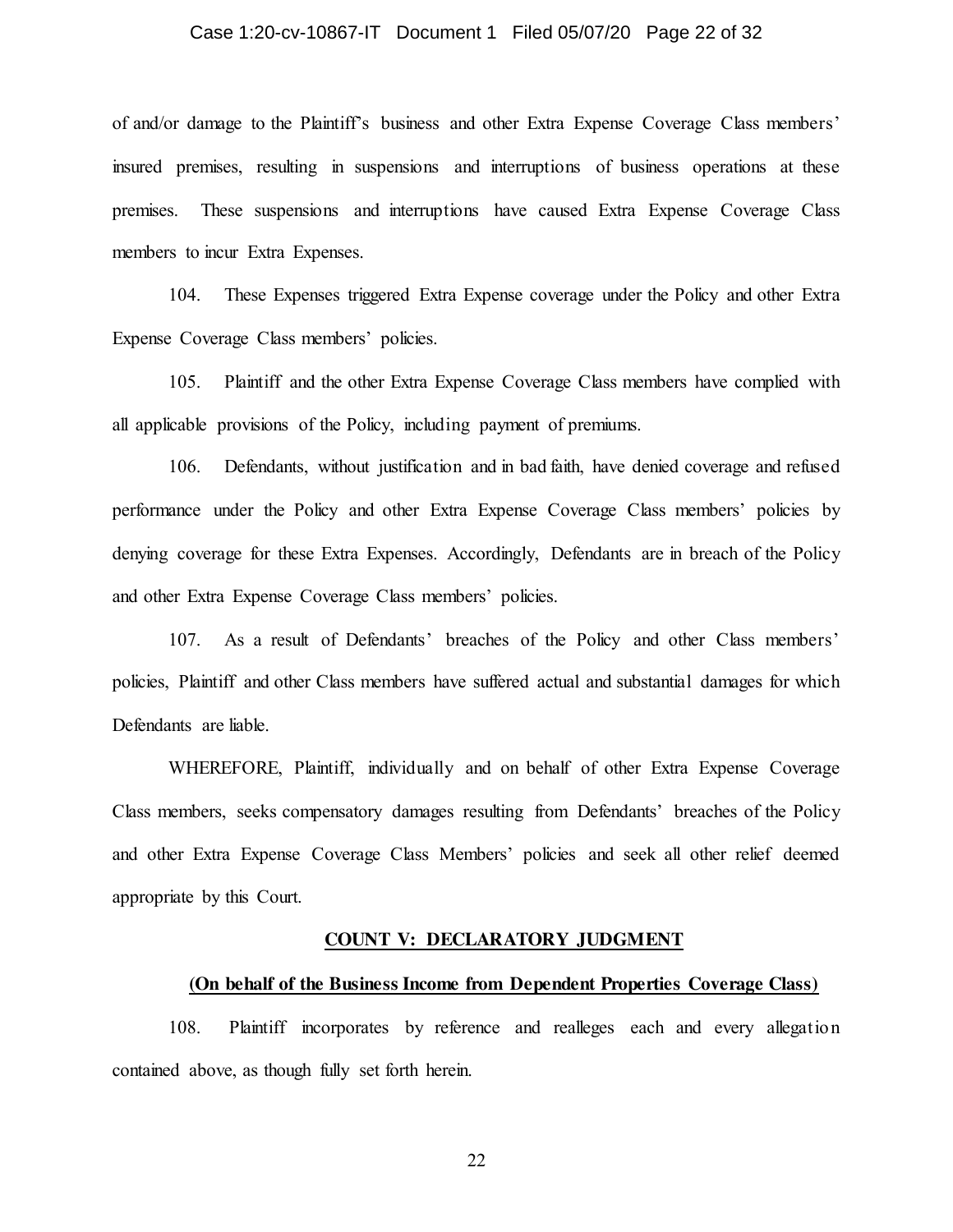of and/or damage to the Plaintiff's business and other Extra Expense Coverage Class members' insured premises, resulting in suspensions and interruptions of business operations at these premises. These suspensions and interruptions have caused Extra Expense Coverage Class members to incur Extra Expenses.

104. These Expenses triggered Extra Expense coverage under the Policy and other Extra Expense Coverage Class members' policies.

105. Plaintiff and the other Extra Expense Coverage Class members have complied with all applicable provisions of the Policy, including payment of premiums.

106. Defendants, without justification and in bad faith, have denied coverage and refused performance under the Policy and other Extra Expense Coverage Class members' policies by denying coverage for these Extra Expenses. Accordingly, Defendants are in breach of the Policy and other Extra Expense Coverage Class members' policies.

107. As a result of Defendants' breaches of the Policy and other Class members' policies, Plaintiff and other Class members have suffered actual and substantial damages for which Defendants are liable.

WHEREFORE, Plaintiff, individually and on behalf of other Extra Expense Coverage Class members, seeks compensatory damages resulting from Defendants' breaches of the Policy and other Extra Expense Coverage Class Members' policies and seek all other relief deemed appropriate by this Court.

## COUNT V: DECLARATORY JUDGMENT

### (On behalf of the Business Income from Dependent Properties Coverage Class)

108. Plaintiff incorporates by reference and realleges each and every allegation contained above, as though fully set forth herein.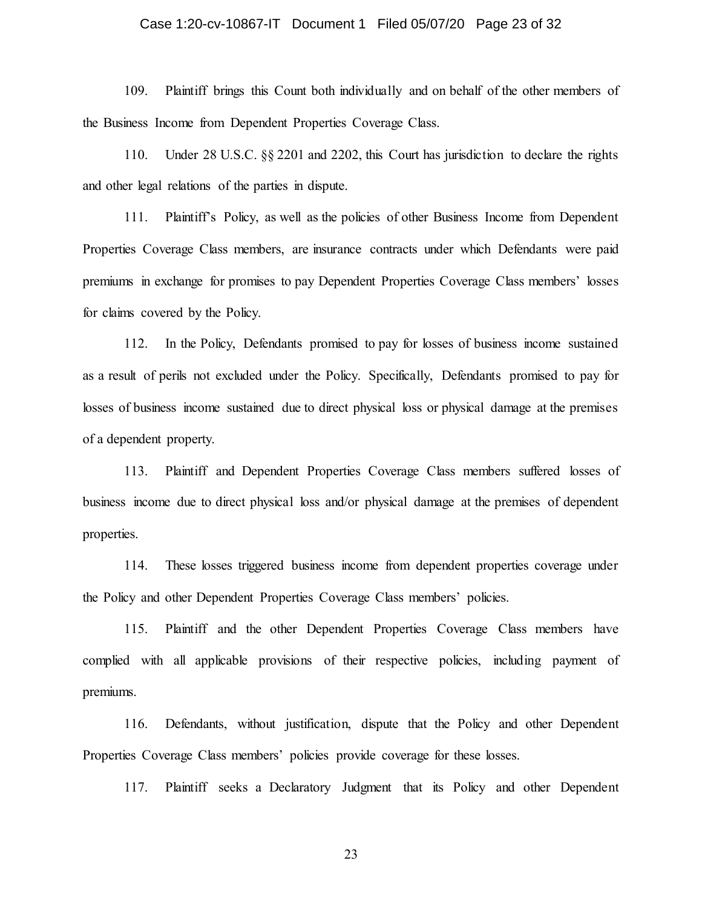109. Plaintiff brings this Count both individually and on behalf of the other members of the Business Income from Dependent Properties Coverage Class.

110. Under 28 U.S.C. §§ 2201 and 2202, this Court has jurisdiction to declare the rights and other legal relations of the parties in dispute.

111. Plaintiff's Policy, as well as the policies of other Business Income from Dependent Properties Coverage Class members, are insurance contracts under which Defendants were paid premiums in exchange for promises to pay Dependent Properties Coverage Class members' losses for claims covered by the Policy.

112. In the Policy, Defendants promised to pay for losses of business income sustained as a result of perils not excluded under the Policy. Specifically, Defendants promised to pay for losses of business income sustained due to direct physical loss or physical damage at the premises of a dependent property.

113. Plaintiff and Dependent Properties Coverage Class members suffered losses of business income due to direct physical loss and/or physical damage at the premises of dependent properties.

114. These losses triggered business income from dependent properties coverage under the Policy and other Dependent Properties Coverage Class members' policies.

115. Plaintiff and the other Dependent Properties Coverage Class members have complied with all applicable provisions of their respective policies, including payment of premiums.

116. Defendants, without justification, dispute that the Policy and other Dependent Properties Coverage Class members' policies provide coverage for these losses.

117. Plaintiff seeks a Declaratory Judgment that its Policy and other Dependent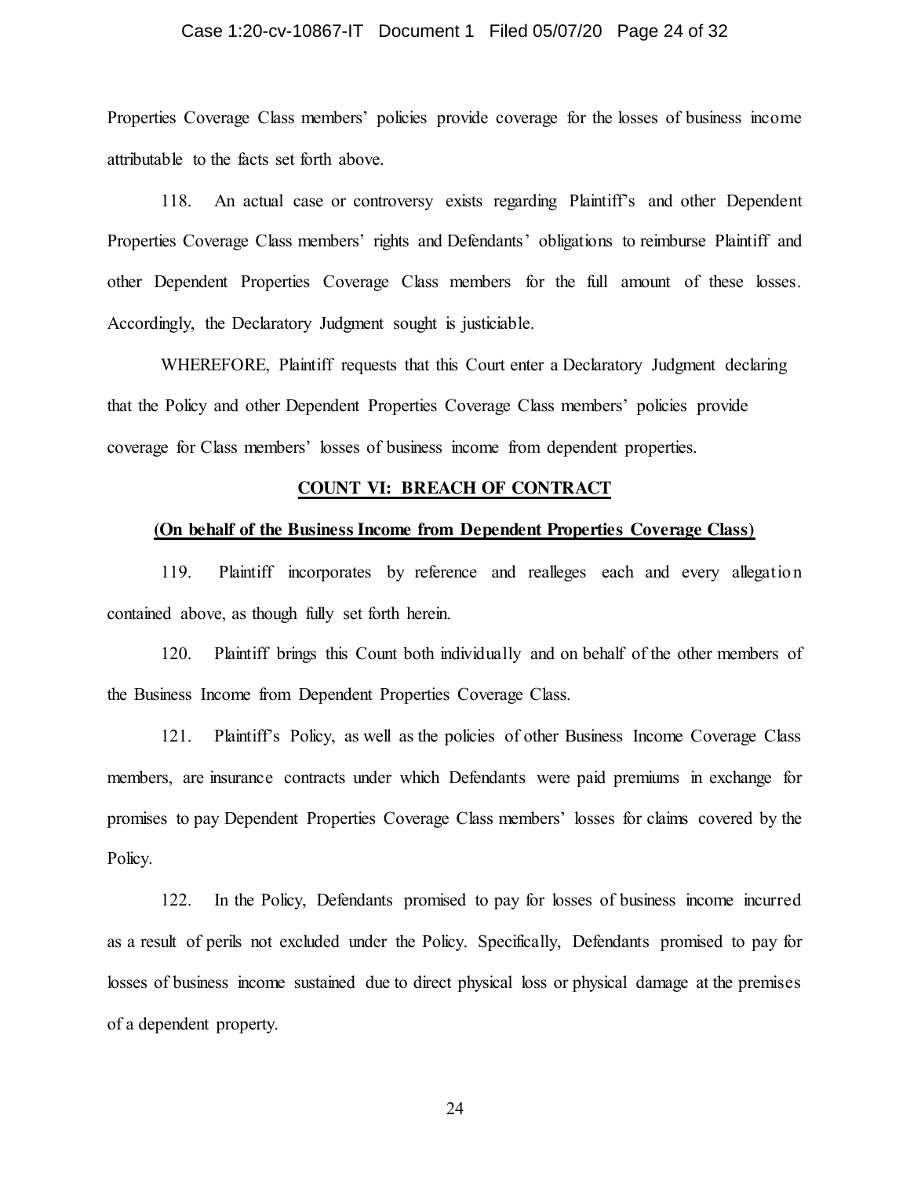Properties Coverage Class members' policies provide coverage for the losses of business income attributable to the facts set forth above.

118. An actual case or controversy exists regarding Plaintiff's and other Dependent Properties Coverage Class members' rights and Defendants' obligations to reimburse Plaintiff and other Dependent Properties Coverage Class members for the full amount of these losses. Accordingly, the Declaratory Judgment sought is justiciable.

WHEREFORE, Plaintiff requests that this Court enter a Declaratory Judgment declaring that the Policy and other Dependent Properties Coverage Class members' policies provide coverage for Class members' losses of business income from dependent properties.

**COUNT VI: BREACH OF CONTRACT**

**(On behalf of the Business Income from Dependent Properties Coverage Class)**

119. Plaintiff incorporates by reference and realleges each and every allegation contained above, as though fully set forth herein.

120. Plaintiff brings this Count both individually and on behalf of the other members of the Business Income from Dependent Properties Coverage Class.

121. Plaintiff's Policy, as well as the policies of other Business Income Coverage Class members, are insurance contracts under which Defendants were paid premiums in exchange for promises to pay Dependent Properties Coverage Class members' losses for claims covered by the Policy.

122. In the Policy, Defendants promised to pay for losses of business income incurred as a result of perils not excluded under the Policy. Specifically, Defendants promised to pay for losses of business income sustained due to direct physical loss or physical damage at the premises of a dependent property.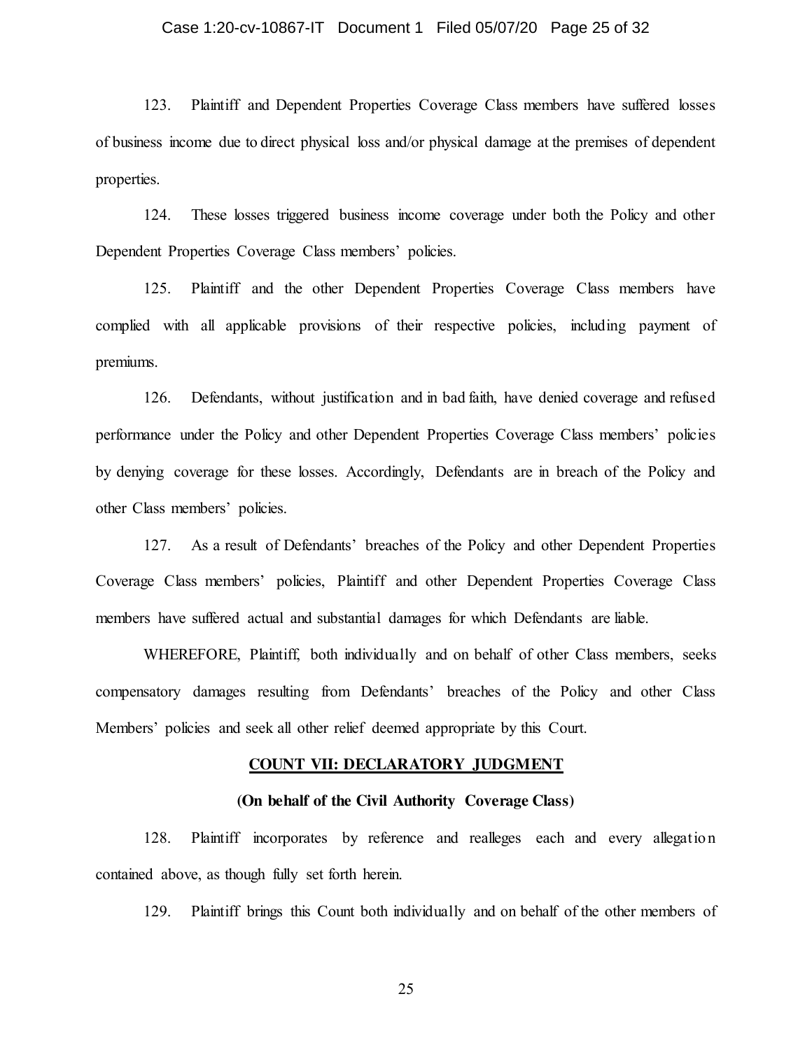123. Plaintiff and Dependent Properties Coverage Class members have suffered losses of business income due to direct physical loss and/or physical damage at the premises of dependent properties.

124. These losses triggered business income coverage under both the Policy and other Dependent Properties Coverage Class members' policies.

125. Plaintiff and the other Dependent Properties Coverage Class members have complied with all applicable provisions of their respective policies, including payment of premiums.

126. Defendants, without justification and in bad faith, have denied coverage and refused performance under the Policy and other Dependent Properties Coverage Class members' policies by denying coverage for these losses. Accordingly, Defendants are in breach of the Policy and other Class members' policies.

127. As a result of Defendants' breaches of the Policy and other Dependent Properties Coverage Class members' policies, Plaintiff and other Dependent Properties Coverage Class members have suffered actual and substantial damages for which Defendants are liable.

WHEREFORE, Plaintiff, both individually and on behalf of other Class members, seeks compensatory damages resulting from Defendants' breaches of the Policy and other Class Members' policies and seek all other relief deemed appropriate by this Court.

## COUNT VII: DECLARATORY JUDGMENT

### (On behalf of the Civil Authority Coverage Class)

128. Plaintiff incorporates by reference and realleges each and every allegation contained above, as though fully set forth herein.

129. Plaintiff brings this Count both individually and on behalf of the other members of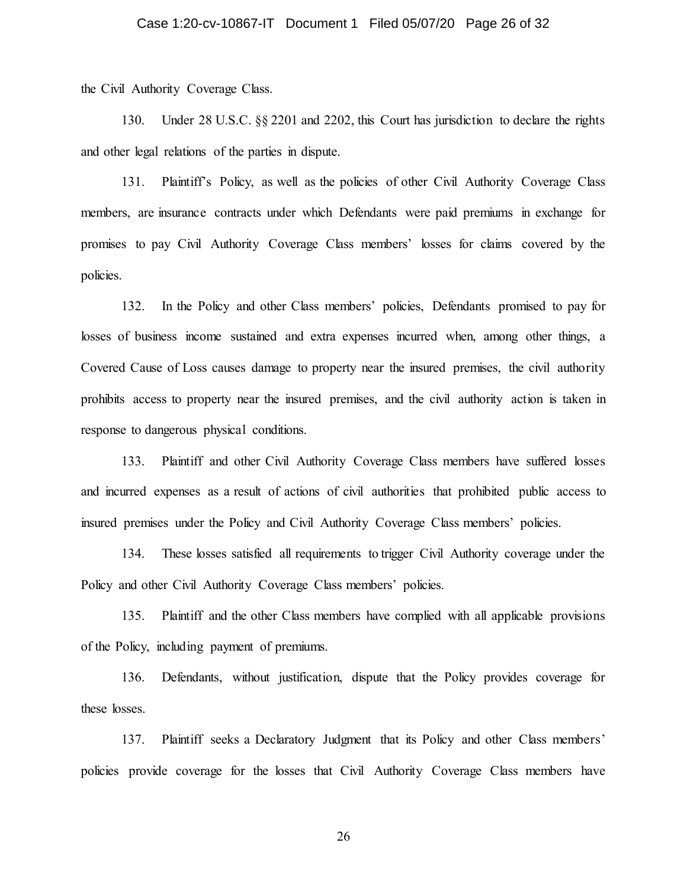the Civil Authority Coverage Class.

130. Under 28 U.S.C. §§ 2201 and 2202, this Court has jurisdiction to declare the rights and other legal relations of the parties in dispute.

131. Plaintiff's Policy, as well as the policies of other Civil Authority Coverage Class members, are insurance contracts under which Defendants were paid premiums in exchange for promises to pay Civil Authority Coverage Class members' losses for claims covered by the policies.

132. In the Policy and other Class members' policies, Defendants promised to pay for losses of business income sustained and extra expenses incurred when, among other things, a Covered Cause of Loss causes damage to property near the insured premises, the civil authority prohibits access to property near the insured premises, and the civil authority action is taken in response to dangerous physical conditions.

133. Plaintiff and other Civil Authority Coverage Class members have suffered losses and incurred expenses as a result of actions of civil authorities that prohibited public access to insured premises under the Policy and Civil Authority Coverage Class members' policies.

134. These losses satisfied all requirements to trigger Civil Authority coverage under the Policy and other Civil Authority Coverage Class members' policies.

135. Plaintiff and the other Class members have complied with all applicable provisions of the Policy, including payment of premiums.

136. Defendants, without justification, dispute that the Policy provides coverage for these losses.

137. Plaintiff seeks a Declaratory Judgment that its Policy and other Class members' policies provide coverage for the losses that Civil Authority Coverage Class members have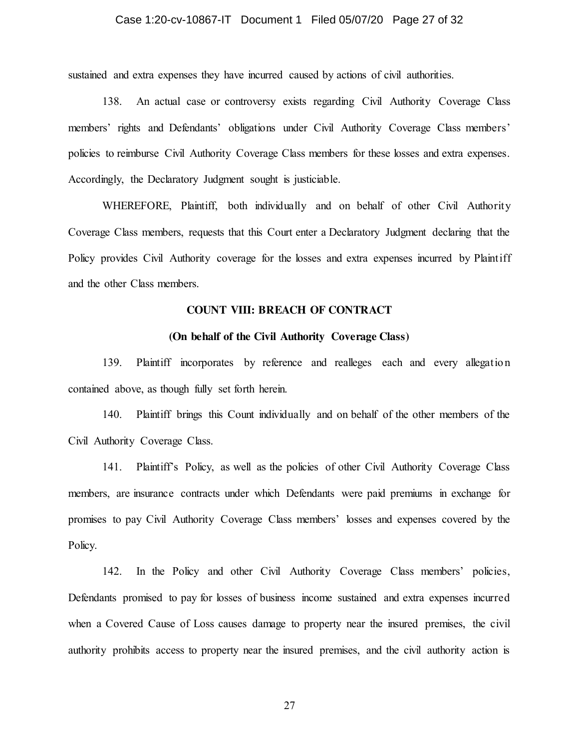sustained and extra expenses they have incurred caused by actions of civil authorities.

138. An actual case or controversy exists regarding Civil Authority Coverage Class members' rights and Defendants' obligations under Civil Authority Coverage Class members' policies to reimburse Civil Authority Coverage Class members for these losses and extra expenses. Accordingly, the Declaratory Judgment sought is justiciable.

WHEREFORE, Plaintiff, both individually and on behalf of other Civil Authority Coverage Class members, requests that this Court enter a Declaratory Judgment declaring that the Policy provides Civil Authority coverage for the losses and extra expenses incurred by Plaintiff and the other Class members.

**COUNT VIII: BREACH OF CONTRACT**

**(On behalf of the Civil Authority Coverage Class)**

139. Plaintiff incorporates by reference and realleges each and every allegation contained above, as though fully set forth herein.

140. Plaintiff brings this Count individually and on behalf of the other members of the Civil Authority Coverage Class.

141. Plaintiff's Policy, as well as the policies of other Civil Authority Coverage Class members, are insurance contracts under which Defendants were paid premiums in exchange for promises to pay Civil Authority Coverage Class members' losses and expenses covered by the Policy.

142. In the Policy and other Civil Authority Coverage Class members' policies, Defendants promised to pay for losses of business income sustained and extra expenses incurred when a Covered Cause of Loss causes damage to property near the insured premises, the civil authority prohibits access to property near the insured premises, and the civil authority action is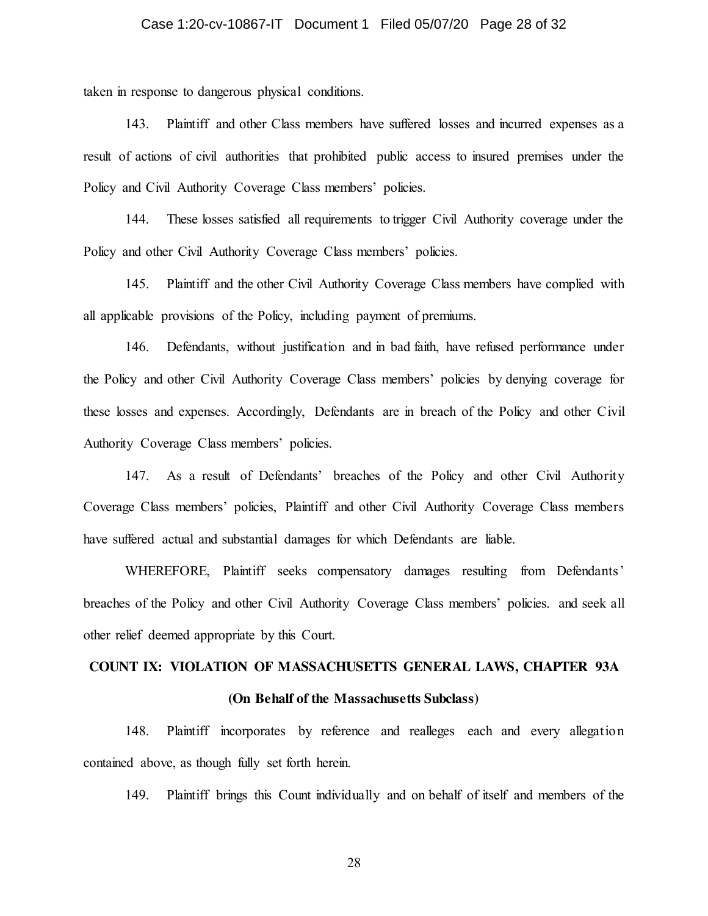taken in response to dangerous physical conditions.

143. Plaintiff and other Class members have suffered losses and incurred expenses as a result of actions of civil authorities that prohibited public access to insured premises under the Policy and Civil Authority Coverage Class members' policies.

144. These losses satisfied all requirements to trigger Civil Authority coverage under the Policy and other Civil Authority Coverage Class members' policies.

145. Plaintiff and the other Civil Authority Coverage Class members have complied with all applicable provisions of the Policy, including payment of premiums.

146. Defendants, without justification and in bad faith, have refused performance under the Policy and other Civil Authority Coverage Class members' policies by denying coverage for these losses and expenses. Accordingly, Defendants are in breach of the Policy and other Civil Authority Coverage Class members' policies.

147. As a result of Defendants' breaches of the Policy and other Civil Authority Coverage Class members' policies, Plaintiff and other Civil Authority Coverage Class members have suffered actual and substantial damages for which Defendants are liable.

WHEREFORE, Plaintiff seeks compensatory damages resulting from Defendants' breaches of the Policy and other Civil Authority Coverage Class members' policies. and seek all other relief deemed appropriate by this Court.

## COUNT IX: VIOLATION OF MASSACHUSETTS GENERAL LAWS, CHAPTER 93A

### (On Behalf of the Massachusetts Subclass)

148. Plaintiff incorporates by reference and realleges each and every allegation contained above, as though fully set forth herein.

149. Plaintiff brings this Count individually and on behalf of itself and members of the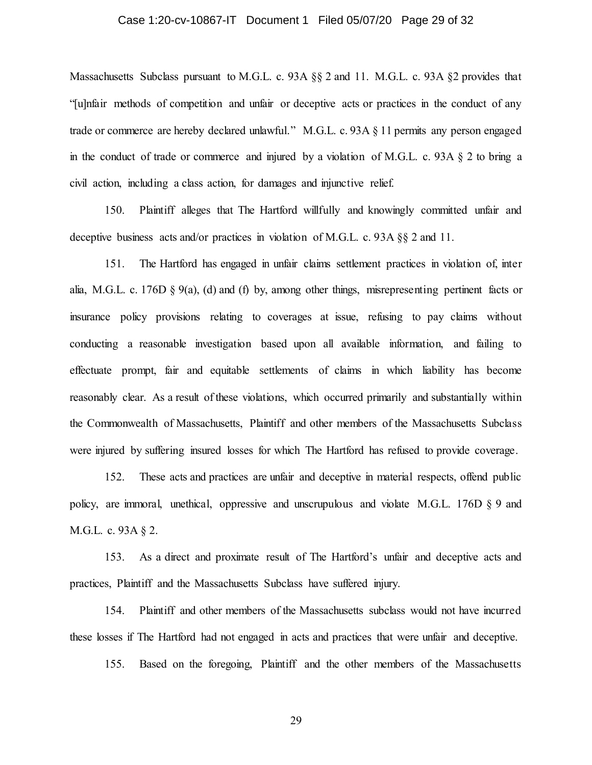Massachusetts Subclass pursuant to M.G.L. c. 93A §§ 2 and 11. M.G.L. c. 93A §2 provides that "[u]nfair methods of competition and unfair or deceptive acts or practices in the conduct of any trade or commerce are hereby declared unlawful." M.G.L. c. 93A § 11 permits any person engaged in the conduct of trade or commerce and injured by a violation of M.G.L. c. 93A § 2 to bring a civil action, including a class action, for damages and injunctive relief.

150. Plaintiff alleges that The Hartford willfully and knowingly committed unfair and deceptive business acts and/or practices in violation of M.G.L. c. 93A §§ 2 and 11.

151. The Hartford has engaged in unfair claims settlement practices in violation of, inter alia, M.G.L. c. 176D § 9(a), (d) and (f) by, among other things, misrepresenting pertinent facts or insurance policy provisions relating to coverages at issue, refusing to pay claims without conducting a reasonable investigation based upon all available information, and failing to effectuate prompt, fair and equitable settlements of claims in which liability has become reasonably clear. As a result of these violations, which occurred primarily and substantially within the Commonwealth of Massachusetts, Plaintiff and other members of the Massachusetts Subclass were injured by suffering insured losses for which The Hartford has refused to provide coverage.

152. These acts and practices are unfair and deceptive in material respects, offend public policy, are immoral, unethical, oppressive and unscrupulous and violate M.G.L. 176D § 9 and M.G.L. c. 93A § 2.

153. As a direct and proximate result of The Hartford's unfair and deceptive acts and practices, Plaintiff and the Massachusetts Subclass have suffered injury.

154. Plaintiff and other members of the Massachusetts subclass would not have incurred these losses if The Hartford had not engaged in acts and practices that were unfair and deceptive.

155. Based on the foregoing, Plaintiff and the other members of the Massachusetts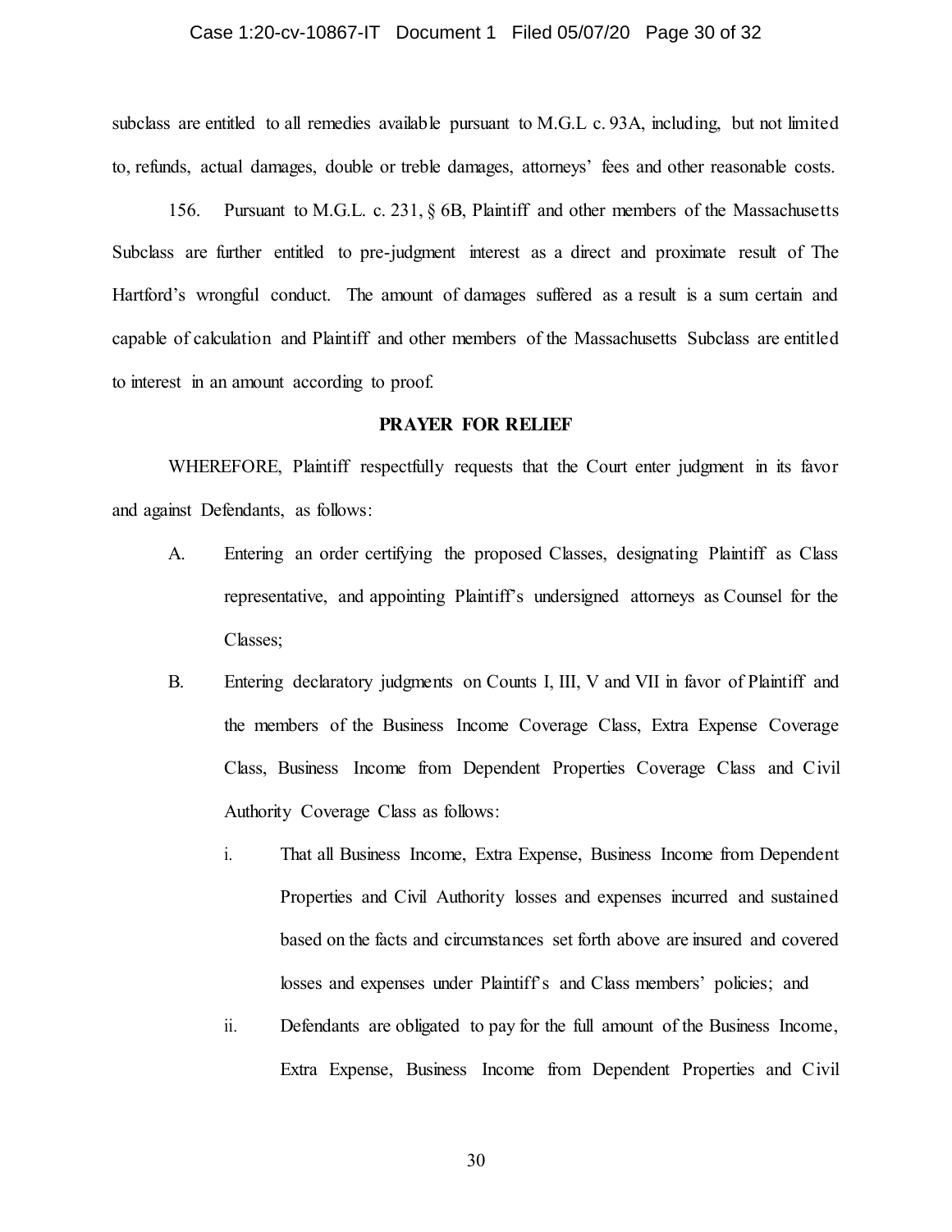subclass are entitled to all remedies available pursuant to M.G.L c. 93A, including, but not limited to, refunds, actual damages, double or treble damages, attorneys' fees and other reasonable costs.

156. Pursuant to M.G.L. c. 231, § 6B, Plaintiff and other members of the Massachusetts Subclass are further entitled to pre-judgment interest as a direct and proximate result of The Hartford's wrongful conduct. The amount of damages suffered as a result is a sum certain and capable of calculation and Plaintiff and other members of the Massachusetts Subclass are entitled to interest in an amount according to proof.

**PRAYER FOR RELIEF**

WHEREFORE, Plaintiff respectfully requests that the Court enter judgment in its favor and against Defendants, as follows:

A. Entering an order certifying the proposed Classes, designating Plaintiff as Class representative, and appointing Plaintiff's undersigned attorneys as Counsel for the Classes;

B. Entering declaratory judgments on Counts I, III, V and VII in favor of Plaintiff and the members of the Business Income Coverage Class, Extra Expense Coverage Class, Business Income from Dependent Properties Coverage Class and Civil Authority Coverage Class as follows:

   i. That all Business Income, Extra Expense, Business Income from Dependent Properties and Civil Authority losses and expenses incurred and sustained based on the facts and circumstances set forth above are insured and covered losses and expenses under Plaintiff's and Class members' policies; and

   ii. Defendants are obligated to pay for the full amount of the Business Income, Extra Expense, Business Income from Dependent Properties and Civil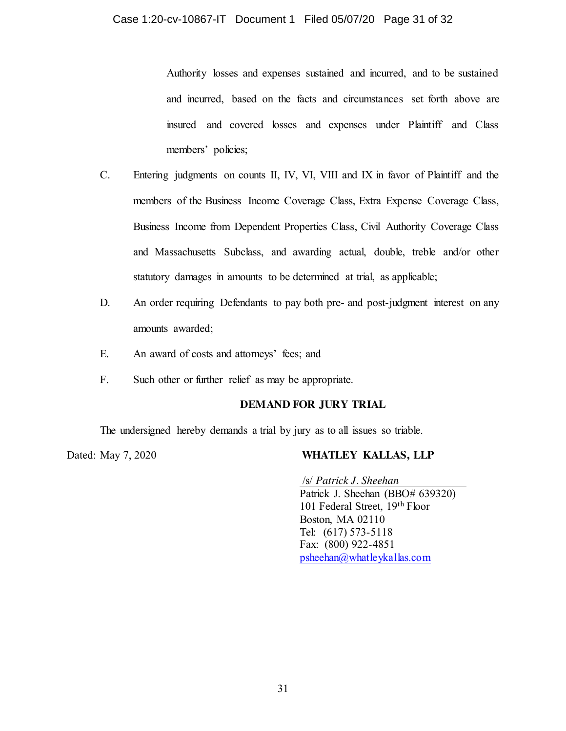Authority losses and expenses sustained and incurred, and to be sustained and incurred, based on the facts and circumstances set forth above are insured and covered losses and expenses under Plaintiff and Class members' policies;

C. Entering judgments on counts II, IV, VI, VIII and IX in favor of Plaintiff and the members of the Business Income Coverage Class, Extra Expense Coverage Class, Business Income from Dependent Properties Class, Civil Authority Coverage Class and Massachusetts Subclass, and awarding actual, double, treble and/or other statutory damages in amounts to be determined at trial, as applicable;

D. An order requiring Defendants to pay both pre- and post-judgment interest on any amounts awarded;

E. An award of costs and attorneys' fees; and

F. Such other or further relief as may be appropriate.

**DEMAND FOR JURY TRIAL**

The undersigned hereby demands a trial by jury as to all issues so triable.

Dated: May 7, 2020

**WHATLEY KALLAS, LLP**

/s/ *Patrick J. Sheehan*
Patrick J. Sheehan (BBO# 639320)
101 Federal Street, 19th Floor
Boston, MA 02110
Tel: (617) 573-5118
Fax: (800) 922-4851
psheehan@whatleykallas.com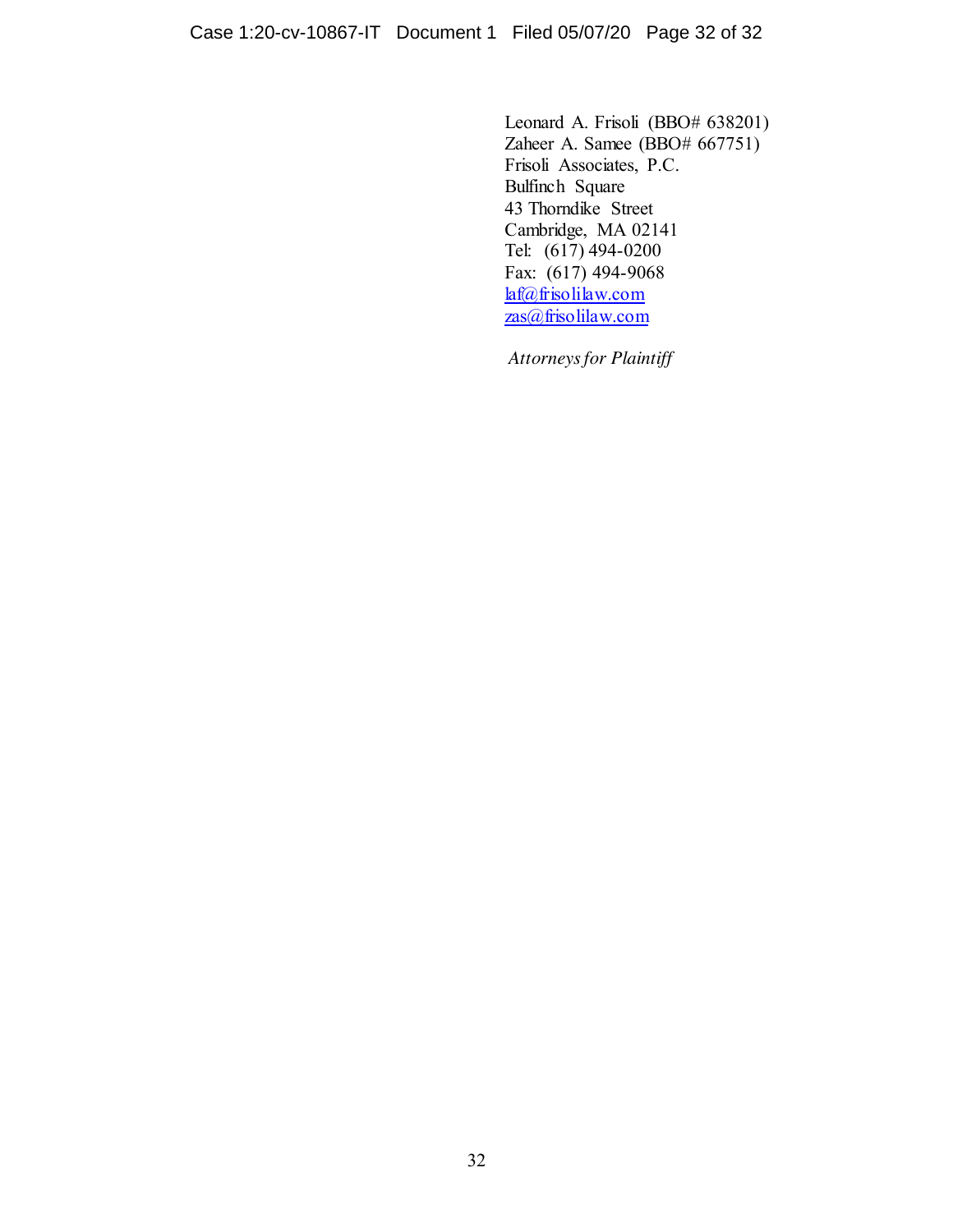Leonard A. Frisoli (BBO# 638201)
Zaheer A. Samee (BBO# 667751)
Frisoli Associates, P.C.
Bulfinch Square
43 Thorndike Street
Cambridge, MA 02141
Tel: (617) 494-0200
Fax: (617) 494-9068
laf@frisolilaw.com
zas@frisolilaw.com

*Attorneys for Plaintiff*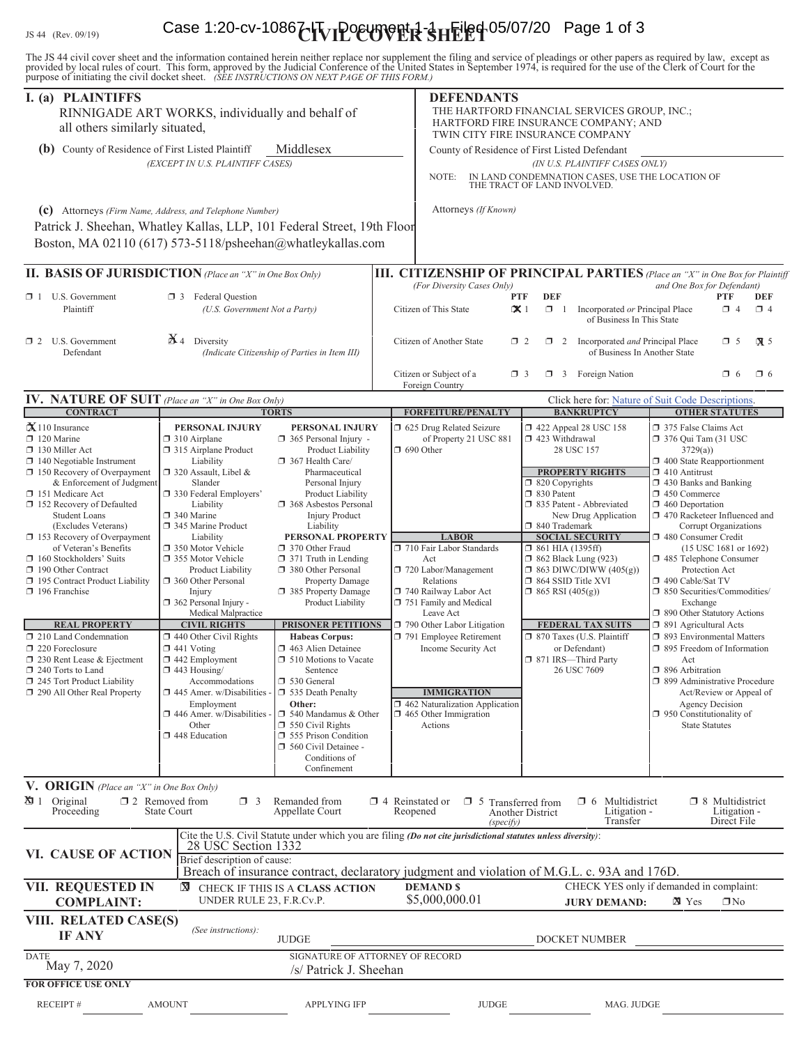JS 44 (Rev. 09/19)

# CIVIL COVER SHEET

The JS 44 civil cover sheet and the information contained herein neither replace nor supplement the filing and service of pleadings or other papers as required by law, except as provided by local rules of court. This form, approved by the Judicial Conference of the United States in September 1974, is required for the use of the Clerk of Court for the purpose of initiating the civil docket sheet. *(SEE INSTRUCTIONS ON NEXT PAGE OF THIS FORM.)*

## I. (a) PLAINTIFFS

RINNIGADE ART WORKS, individually and behalf of all others similarly situated,

**(b)** County of Residence of First Listed Plaintiff: Middlesex
*(EXCEPT IN U.S. PLAINTIFF CASES)*

**(c)** Attorneys *(Firm Name, Address, and Telephone Number)*
Patrick J. Sheehan, Whatley Kallas, LLP, 101 Federal Street, 19th Floor
Boston, MA 02110 (617) 573-5118/psheehan@whatleykallas.com

## DEFENDANTS

THE HARTFORD FINANCIAL SERVICES GROUP, INC.; HARTFORD FIRE INSURANCE COMPANY; AND TWIN CITY FIRE INSURANCE COMPANY

County of Residence of First Listed Defendant:
*(IN U.S. PLAINTIFF CASES ONLY)*

NOTE: IN LAND CONDEMNATION CASES, USE THE LOCATION OF THE TRACT OF LAND INVOLVED.

Attorneys *(If Known)*

## II. BASIS OF JURISDICTION *(Place an "X" in One Box Only)*

- ☐ 1 U.S. Government Plaintiff
- ☐ 3 Federal Question *(U.S. Government Not a Party)*
- ☐ 2 U.S. Government Defendant
- ☒ 4 Diversity *(Indicate Citizenship of Parties in Item III)*

## III. CITIZENSHIP OF PRINCIPAL PARTIES *(Place an "X" in One Box for Plaintiff and One Box for Defendant)*

*(For Diversity Cases Only)*

| | PTF | DEF | | PTF | DEF |
|---|---|---|---|---|---|
| Citizen of This State | ☒ 1 | ☐ 1 | Incorporated *or* Principal Place of Business In This State | ☐ 4 | ☐ 4 |
| Citizen of Another State | ☐ 2 | ☐ 2 | Incorporated *and* Principal Place of Business In Another State | ☐ 5 | ☒ 5 |
| Citizen or Subject of a Foreign Country | ☐ 3 | ☐ 3 | Foreign Nation | ☐ 6 | ☐ 6 |

## IV. NATURE OF SUIT *(Place an "X" in One Box Only)*

Click here for: Nature of Suit Code Descriptions.

| CONTRACT | TORTS | | FORFEITURE/PENALTY | BANKRUPTCY | OTHER STATUTES |
|---|---|---|---|---|---|
| ☒ 110 Insurance | PERSONAL INJURY | PERSONAL INJURY | ☐ 625 Drug Related Seizure of Property 21 USC 881 | ☐ 422 Appeal 28 USC 158 | ☐ 375 False Claims Act |
| ☐ 120 Marine | ☐ 310 Airplane | ☐ 365 Personal Injury - Product Liability | ☐ 690 Other | ☐ 423 Withdrawal 28 USC 157 | ☐ 376 Qui Tam (31 USC 3729(a)) |
| ☐ 130 Miller Act | ☐ 315 Airplane Product Liability | ☐ 367 Health Care/ Pharmaceutical Personal Injury Product Liability | | PROPERTY RIGHTS | ☐ 400 State Reapportionment |
| ☐ 140 Negotiable Instrument | ☐ 320 Assault, Libel & Slander | ☐ 368 Asbestos Personal Injury Product Liability | | ☐ 820 Copyrights | ☐ 410 Antitrust |
| ☐ 150 Recovery of Overpayment & Enforcement of Judgment | ☐ 330 Federal Employers' Liability | PERSONAL PROPERTY | | ☐ 830 Patent | ☐ 430 Banks and Banking |
| ☐ 151 Medicare Act | ☐ 340 Marine | ☐ 370 Other Fraud | | ☐ 835 Patent - Abbreviated New Drug Application | ☐ 450 Commerce |
| ☐ 152 Recovery of Defaulted Student Loans (Excludes Veterans) | ☐ 345 Marine Product Liability | ☐ 371 Truth in Lending | | ☐ 840 Trademark | ☐ 460 Deportation |
| ☐ 153 Recovery of Overpayment of Veteran's Benefits | ☐ 350 Motor Vehicle | ☐ 380 Other Personal Property Damage | LABOR | SOCIAL SECURITY | ☐ 470 Racketeer Influenced and Corrupt Organizations |
| ☐ 160 Stockholders' Suits | ☐ 355 Motor Vehicle Product Liability | ☐ 385 Property Damage Product Liability | ☐ 710 Fair Labor Standards Act | ☐ 861 HIA (1395ff) | ☐ 480 Consumer Credit (15 USC 1681 or 1692) |
| ☐ 190 Other Contract | ☐ 360 Other Personal Injury | | ☐ 720 Labor/Management Relations | ☐ 862 Black Lung (923) | ☐ 485 Telephone Consumer Protection Act |
| ☐ 195 Contract Product Liability | ☐ 362 Personal Injury - Medical Malpractice | | ☐ 740 Railway Labor Act | ☐ 863 DIWC/DIWW (405(g)) | ☐ 490 Cable/Sat TV |
| ☐ 196 Franchise | | | ☐ 751 Family and Medical Leave Act | ☐ 864 SSID Title XVI | ☐ 850 Securities/Commodities/ Exchange |
| | | | ☐ 790 Other Labor Litigation | ☐ 865 RSI (405(g)) | ☐ 890 Other Statutory Actions |
| REAL PROPERTY | CIVIL RIGHTS | PRISONER PETITIONS | ☐ 791 Employee Retirement Income Security Act | FEDERAL TAX SUITS | ☐ 891 Agricultural Acts |
| ☐ 210 Land Condemnation | ☐ 440 Other Civil Rights | Habeas Corpus: | | ☐ 870 Taxes (U.S. Plaintiff or Defendant) | ☐ 893 Environmental Matters |
| ☐ 220 Foreclosure | ☐ 441 Voting | ☐ 463 Alien Detainee | | ☐ 871 IRS—Third Party 26 USC 7609 | ☐ 895 Freedom of Information Act |
| ☐ 230 Rent Lease & Ejectment | ☐ 442 Employment | ☐ 510 Motions to Vacate Sentence | | | ☐ 896 Arbitration |
| ☐ 240 Torts to Land | ☐ 443 Housing/ Accommodations | ☐ 530 General | | | ☐ 899 Administrative Procedure Act/Review or Appeal of Agency Decision |
| ☐ 245 Tort Product Liability | ☐ 445 Amer. w/Disabilities - Employment | ☐ 535 Death Penalty | IMMIGRATION | | ☐ 950 Constitutionality of State Statutes |
| ☐ 290 All Other Real Property | ☐ 446 Amer. w/Disabilities - Other | Other: | ☐ 462 Naturalization Application | | |
| | ☐ 448 Education | ☐ 540 Mandamus & Other | ☐ 465 Other Immigration Actions | | |
| | | ☐ 550 Civil Rights | | | |
| | | ☐ 555 Prison Condition | | | |
| | | ☐ 560 Civil Detainee - Conditions of Confinement | | | |

## V. ORIGIN *(Place an "X" in One Box Only)*

- ☒ 1 Original Proceeding
- ☐ 2 Removed from State Court
- ☐ 3 Remanded from Appellate Court
- ☐ 4 Reinstated or Reopened
- ☐ 5 Transferred from Another District *(specify)*
- ☐ 6 Multidistrict Litigation - Transfer
- ☐ 8 Multidistrict Litigation - Direct File

## VI. CAUSE OF ACTION

Cite the U.S. Civil Statute under which you are filing *(Do not cite jurisdictional statutes unless diversity)*:
28 USC Section 1332

Brief description of cause:
Breach of insurance contract, declaratory judgment and violation of M.G.L. c. 93A and 176D.

## VII. REQUESTED IN COMPLAINT:

☒ CHECK IF THIS IS A **CLASS ACTION** UNDER RULE 23, F.R.Cv.P.

**DEMAND $** $5,000,000.01

CHECK YES only if demanded in complaint:
**JURY DEMAND:** ☒ Yes ☐ No

## VIII. RELATED CASE(S) IF ANY

*(See instructions):*
JUDGE ____________ DOCKET NUMBER ____________

DATE: May 7, 2020

SIGNATURE OF ATTORNEY OF RECORD: /s/ Patrick J. Sheehan

**FOR OFFICE USE ONLY**

RECEIPT # ______ AMOUNT ______ APPLYING IFP ______ JUDGE ______ MAG. JUDGE ______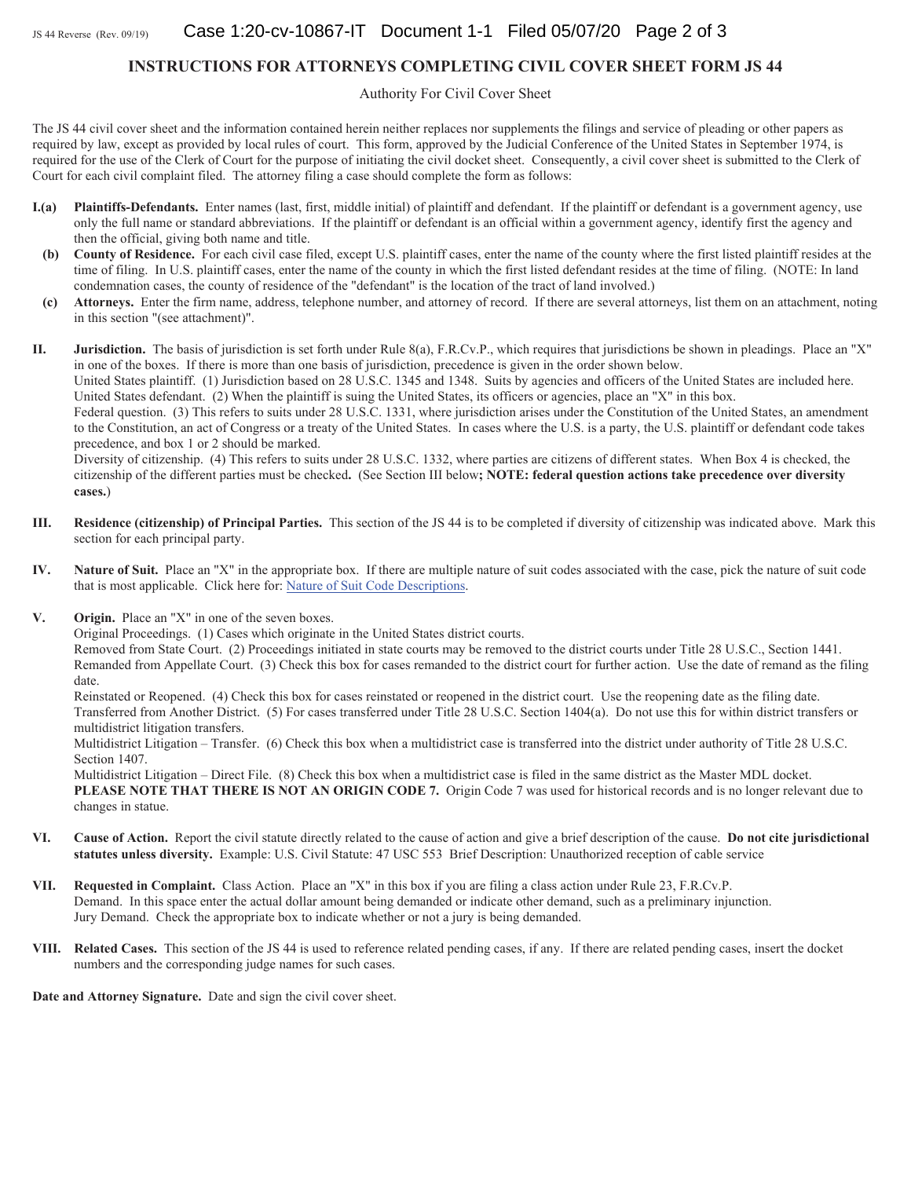# INSTRUCTIONS FOR ATTORNEYS COMPLETING CIVIL COVER SHEET FORM JS 44

Authority For Civil Cover Sheet

The JS 44 civil cover sheet and the information contained herein neither replaces nor supplements the filings and service of pleading or other papers as required by law, except as provided by local rules of court. This form, approved by the Judicial Conference of the United States in September 1974, is required for the use of the Clerk of Court for the purpose of initiating the civil docket sheet. Consequently, a civil cover sheet is submitted to the Clerk of Court for each civil complaint filed. The attorney filing a case should complete the form as follows:

**I.(a)** **Plaintiffs-Defendants.** Enter names (last, first, middle initial) of plaintiff and defendant. If the plaintiff or defendant is a government agency, use only the full name or standard abbreviations. If the plaintiff or defendant is an official within a government agency, identify first the agency and then the official, giving both name and title.

**(b)** **County of Residence.** For each civil case filed, except U.S. plaintiff cases, enter the name of the county where the first listed plaintiff resides at the time of filing. In U.S. plaintiff cases, enter the name of the county in which the first listed defendant resides at the time of filing. (NOTE: In land condemnation cases, the county of residence of the "defendant" is the location of the tract of land involved.)

**(c)** **Attorneys.** Enter the firm name, address, telephone number, and attorney of record. If there are several attorneys, list them on an attachment, noting in this section "(see attachment)".

**II.** **Jurisdiction.** The basis of jurisdiction is set forth under Rule 8(a), F.R.Cv.P., which requires that jurisdictions be shown in pleadings. Place an "X" in one of the boxes. If there is more than one basis of jurisdiction, precedence is given in the order shown below.
United States plaintiff. (1) Jurisdiction based on 28 U.S.C. 1345 and 1348. Suits by agencies and officers of the United States are included here.
United States defendant. (2) When the plaintiff is suing the United States, its officers or agencies, place an "X" in this box.
Federal question. (3) This refers to suits under 28 U.S.C. 1331, where jurisdiction arises under the Constitution of the United States, an amendment to the Constitution, an act of Congress or a treaty of the United States. In cases where the U.S. is a party, the U.S. plaintiff or defendant code takes precedence, and box 1 or 2 should be marked.
Diversity of citizenship. (4) This refers to suits under 28 U.S.C. 1332, where parties are citizens of different states. When Box 4 is checked, the citizenship of the different parties must be checked**.** (See Section III below**; NOTE: federal question actions take precedence over diversity cases.**)

**III.** **Residence (citizenship) of Principal Parties.** This section of the JS 44 is to be completed if diversity of citizenship was indicated above. Mark this section for each principal party.

**IV.** **Nature of Suit.** Place an "X" in the appropriate box. If there are multiple nature of suit codes associated with the case, pick the nature of suit code that is most applicable. Click here for: Nature of Suit Code Descriptions.

**V.** **Origin.** Place an "X" in one of the seven boxes.
Original Proceedings. (1) Cases which originate in the United States district courts.
Removed from State Court. (2) Proceedings initiated in state courts may be removed to the district courts under Title 28 U.S.C., Section 1441.
Remanded from Appellate Court. (3) Check this box for cases remanded to the district court for further action. Use the date of remand as the filing date.
Reinstated or Reopened. (4) Check this box for cases reinstated or reopened in the district court. Use the reopening date as the filing date.
Transferred from Another District. (5) For cases transferred under Title 28 U.S.C. Section 1404(a). Do not use this for within district transfers or multidistrict litigation transfers.
Multidistrict Litigation – Transfer. (6) Check this box when a multidistrict case is transferred into the district under authority of Title 28 U.S.C. Section 1407.
Multidistrict Litigation – Direct File. (8) Check this box when a multidistrict case is filed in the same district as the Master MDL docket.
**PLEASE NOTE THAT THERE IS NOT AN ORIGIN CODE 7.** Origin Code 7 was used for historical records and is no longer relevant due to changes in statue.

**VI.** **Cause of Action.** Report the civil statute directly related to the cause of action and give a brief description of the cause. **Do not cite jurisdictional statutes unless diversity.** Example: U.S. Civil Statute: 47 USC 553 Brief Description: Unauthorized reception of cable service

**VII.** **Requested in Complaint.** Class Action. Place an "X" in this box if you are filing a class action under Rule 23, F.R.Cv.P.
Demand. In this space enter the actual dollar amount being demanded or indicate other demand, such as a preliminary injunction.
Jury Demand. Check the appropriate box to indicate whether or not a jury is being demanded.

**VIII.** **Related Cases.** This section of the JS 44 is used to reference related pending cases, if any. If there are related pending cases, insert the docket numbers and the corresponding judge names for such cases.

**Date and Attorney Signature.** Date and sign the civil cover sheet.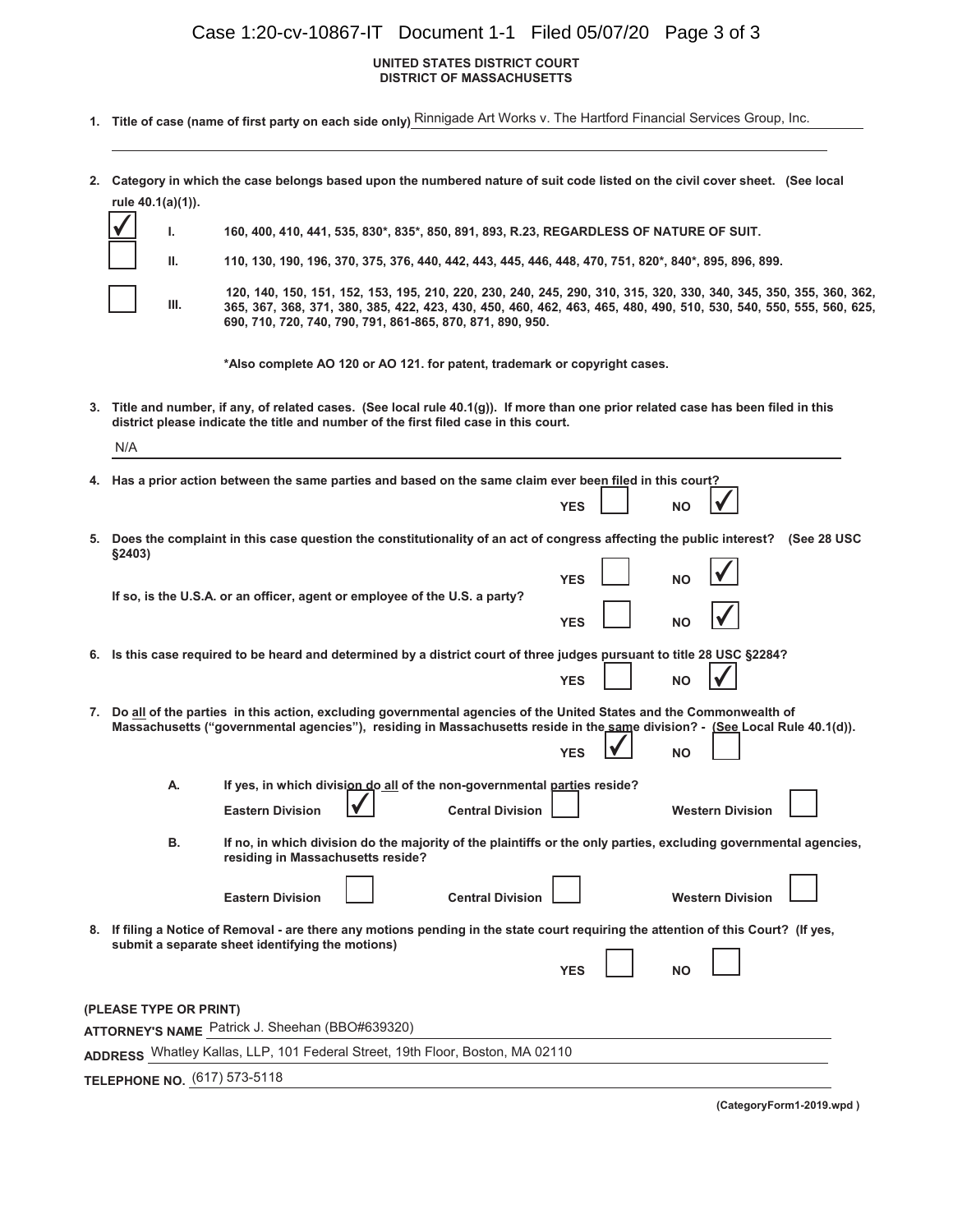**UNITED STATES DISTRICT COURT**
**DISTRICT OF MASSACHUSETTS**

1. **Title of case (name of first party on each side only)** Rinnigade Art Works v. The Hartford Financial Services Group, Inc.

2. **Category in which the case belongs based upon the numbered nature of suit code listed on the civil cover sheet. (See local rule 40.1(a)(1)).**

   - [✓] **I.** **160, 400, 410, 441, 535, 830\*, 835\*, 850, 891, 893, R.23, REGARDLESS OF NATURE OF SUIT.**
   - [ ] **II.** **110, 130, 190, 196, 370, 375, 376, 440, 442, 443, 445, 446, 448, 470, 751, 820\*, 840\*, 895, 896, 899.**
   - [ ] **III.** **120, 140, 150, 151, 152, 153, 195, 210, 220, 230, 240, 245, 290, 310, 315, 320, 330, 340, 345, 350, 355, 360, 362, 365, 367, 368, 371, 380, 385, 422, 423, 430, 450, 460, 462, 463, 465, 480, 490, 510, 530, 540, 550, 555, 560, 625, 690, 710, 720, 740, 790, 791, 861-865, 870, 871, 890, 950.**

   **\*Also complete AO 120 or AO 121. for patent, trademark or copyright cases.**

3. **Title and number, if any, of related cases. (See local rule 40.1(g)). If more than one prior related case has been filed in this district please indicate the title and number of the first filed case in this court.**

   N/A

4. **Has a prior action between the same parties and based on the same claim ever been filed in this court?**

   YES [ ] NO [✓]

5. **Does the complaint in this case question the constitutionality of an act of congress affecting the public interest? (See 28 USC §2403)**

   YES [ ] NO [✓]

   **If so, is the U.S.A. or an officer, agent or employee of the U.S. a party?**

   YES [ ] NO [✓]

6. **Is this case required to be heard and determined by a district court of three judges pursuant to title 28 USC §2284?**

   YES [ ] NO [✓]

7. **Do all of the parties in this action, excluding governmental agencies of the United States and the Commonwealth of Massachusetts ("governmental agencies"), residing in Massachusetts reside in the same division? - (See Local Rule 40.1(d)).**

   YES [✓] NO [ ]

   **A.** **If yes, in which division do all of the non-governmental parties reside?**

   Eastern Division [✓] Central Division [ ] Western Division [ ]

   **B.** **If no, in which division do the majority of the plaintiffs or the only parties, excluding governmental agencies, residing in Massachusetts reside?**

   Eastern Division [ ] Central Division [ ] Western Division [ ]

8. **If filing a Notice of Removal - are there any motions pending in the state court requiring the attention of this Court? (If yes, submit a separate sheet identifying the motions)**

   YES [ ] NO [ ]

**(PLEASE TYPE OR PRINT)**

**ATTORNEY'S NAME** Patrick J. Sheehan (BBO#639320)

**ADDRESS** Whatley Kallas, LLP, 101 Federal Street, 19th Floor, Boston, MA 02110

**TELEPHONE NO.** (617) 573-5118

(CategoryForm1-2019.wpd )